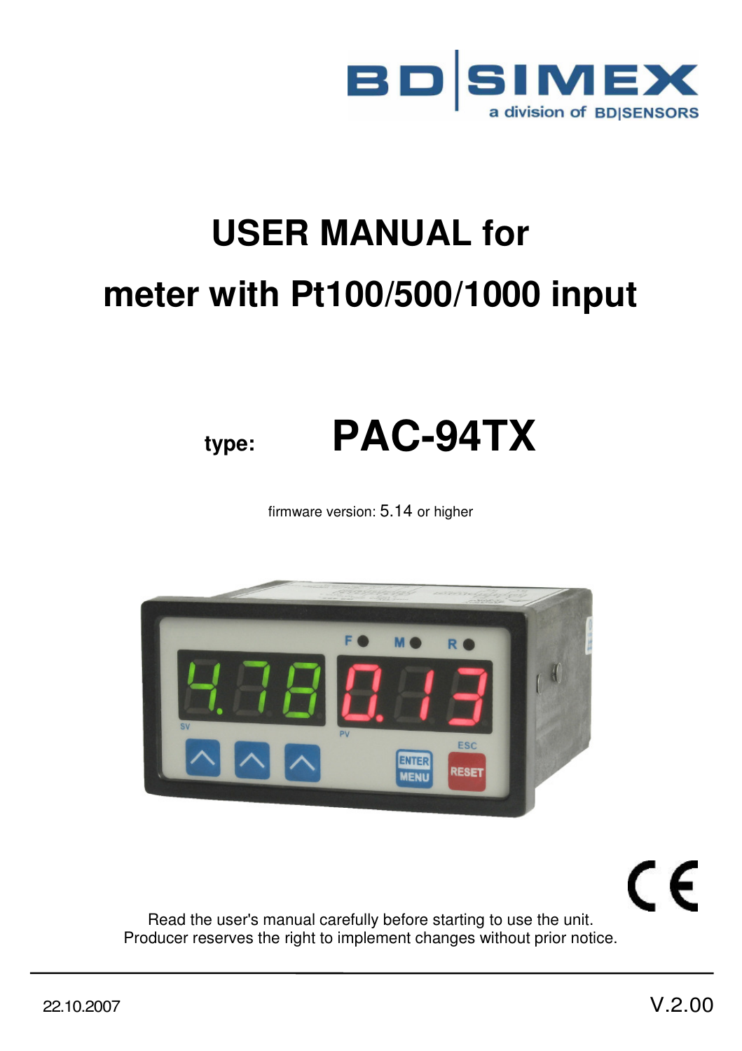BD|SIMEX
a division of BD|SENSORS

# USER MANUAL for
# meter with Pt100/500/1000 input

**type:** **PAC-94TX**

firmware version: 5.14 or higher

Read the user's manual carefully before starting to use the unit.
Producer reserves the right to implement changes without prior notice.

22.10.2007

V.2.00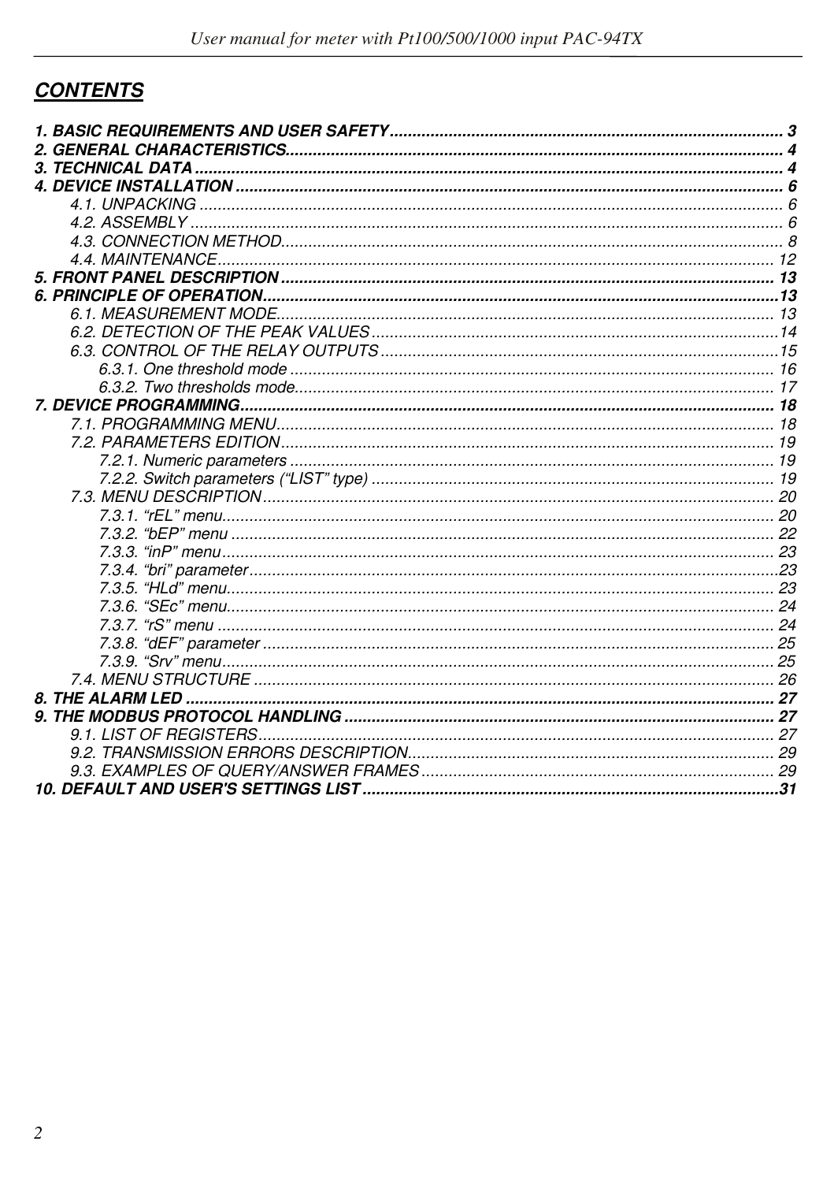## *CONTENTS*

**1. BASIC REQUIREMENTS AND USER SAFETY ... 3**
**2. GENERAL CHARACTERISTICS ... 4**
**3. TECHNICAL DATA ... 4**
**4. DEVICE INSTALLATION ... 6**
- 4.1. UNPACKING ... 6
- 4.2. ASSEMBLY ... 6
- 4.3. CONNECTION METHOD ... 8
- 4.4. MAINTENANCE ... 12

**5. FRONT PANEL DESCRIPTION ... 13**
**6. PRINCIPLE OF OPERATION ... 13**
- 6.1. MEASUREMENT MODE ... 13
- 6.2. DETECTION OF THE PEAK VALUES ... 14
- 6.3. CONTROL OF THE RELAY OUTPUTS ... 15
  - 6.3.1. One threshold mode ... 16
  - 6.3.2. Two thresholds mode ... 17

**7. DEVICE PROGRAMMING ... 18**
- 7.1. PROGRAMMING MENU ... 18
- 7.2. PARAMETERS EDITION ... 19
  - 7.2.1. Numeric parameters ... 19
  - 7.2.2. Switch parameters (“LIST” type) ... 19
- 7.3. MENU DESCRIPTION ... 20
  - 7.3.1. “rEL” menu ... 20
  - 7.3.2. “bEP” menu ... 22
  - 7.3.3. “inP” menu ... 23
  - 7.3.4. “bri” parameter ... 23
  - 7.3.5. “HLd” menu ... 23
  - 7.3.6. “SEc” menu ... 24
  - 7.3.7. “rS” menu ... 24
  - 7.3.8. “dEF” parameter ... 25
  - 7.3.9. “Srv” menu ... 25
- 7.4. MENU STRUCTURE ... 26

**8. THE ALARM LED ... 27**
**9. THE MODBUS PROTOCOL HANDLING ... 27**
- 9.1. LIST OF REGISTERS ... 27
- 9.2. TRANSMISSION ERRORS DESCRIPTION ... 29
- 9.3. EXAMPLES OF QUERY/ANSWER FRAMES ... 29

**10. DEFAULT AND USER'S SETTINGS LIST ... 31**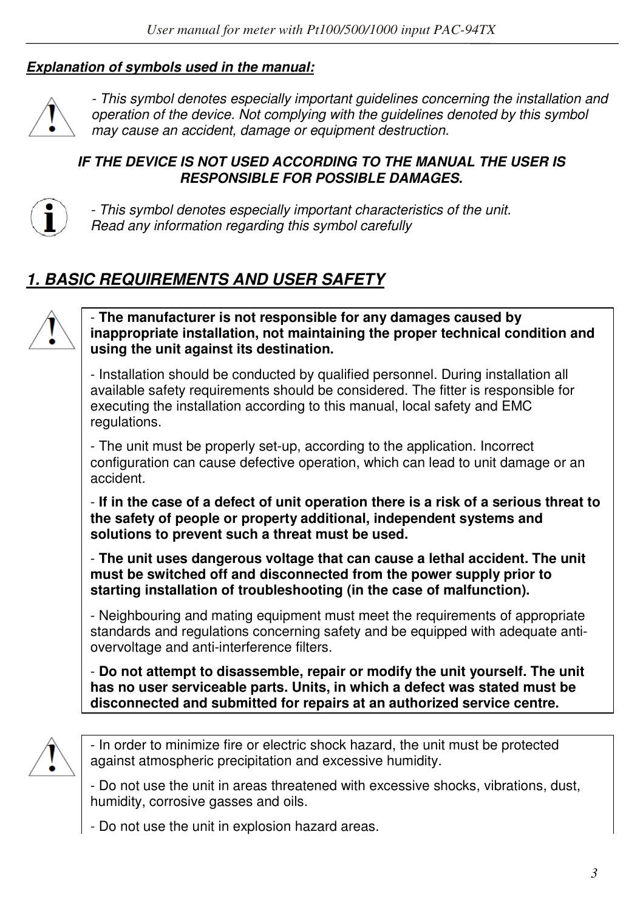***Explanation of symbols used in the manual:***

*- This symbol denotes especially important guidelines concerning the installation and operation of the device. Not complying with the guidelines denoted by this symbol may cause an accident, damage or equipment destruction.*

***IF THE DEVICE IS NOT USED ACCORDING TO THE MANUAL THE USER IS RESPONSIBLE FOR POSSIBLE DAMAGES.***

*- This symbol denotes especially important characteristics of the unit. Read any information regarding this symbol carefully*

## *1. BASIC REQUIREMENTS AND USER SAFETY*

- **The manufacturer is not responsible for any damages caused by inappropriate installation, not maintaining the proper technical condition and using the unit against its destination.**

- Installation should be conducted by qualified personnel. During installation all available safety requirements should be considered. The fitter is responsible for executing the installation according to this manual, local safety and EMC regulations.

- The unit must be properly set-up, according to the application. Incorrect configuration can cause defective operation, which can lead to unit damage or an accident.

- **If in the case of a defect of unit operation there is a risk of a serious threat to the safety of people or property additional, independent systems and solutions to prevent such a threat must be used.**

- **The unit uses dangerous voltage that can cause a lethal accident. The unit must be switched off and disconnected from the power supply prior to starting installation of troubleshooting (in the case of malfunction).**

- Neighbouring and mating equipment must meet the requirements of appropriate standards and regulations concerning safety and be equipped with adequate anti-overvoltage and anti-interference filters.

- **Do not attempt to disassemble, repair or modify the unit yourself. The unit has no user serviceable parts. Units, in which a defect was stated must be disconnected and submitted for repairs at an authorized service centre.**

- In order to minimize fire or electric shock hazard, the unit must be protected against atmospheric precipitation and excessive humidity.

- Do not use the unit in areas threatened with excessive shocks, vibrations, dust, humidity, corrosive gasses and oils.

- Do not use the unit in explosion hazard areas.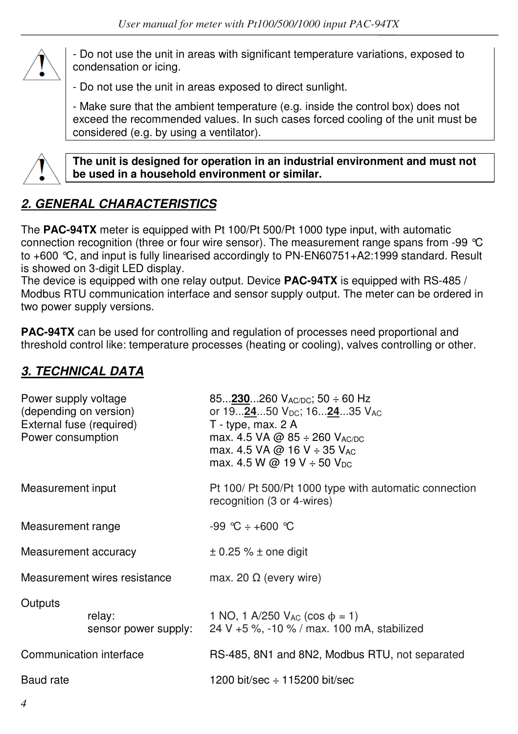- Do not use the unit in areas with significant temperature variations, exposed to condensation or icing.

- Do not use the unit in areas exposed to direct sunlight.

- Make sure that the ambient temperature (e.g. inside the control box) does not exceed the recommended values. In such cases forced cooling of the unit must be considered (e.g. by using a ventilator).

**The unit is designed for operation in an industrial environment and must not be used in a household environment or similar.**

## *2. GENERAL CHARACTERISTICS*

The **PAC-94TX** meter is equipped with Pt 100/Pt 500/Pt 1000 type input, with automatic connection recognition (three or four wire sensor). The measurement range spans from -99 °C to +600 °C, and input is fully linearised accordingly to PN-EN60751+A2:1999 standard. Result is showed on 3-digit LED display.
The device is equipped with one relay output. Device **PAC-94TX** is equipped with RS-485 / Modbus RTU communication interface and sensor supply output. The meter can be ordered in two power supply versions.

**PAC-94TX** can be used for controlling and regulation of processes need proportional and threshold control like: temperature processes (heating or cooling), valves controlling or other.

## *3. TECHNICAL DATA*

| | |
|---|---|
| Power supply voltage (depending on version) | 85...**230**...260 $V_{AC/DC}$; 50 ÷ 60 Hz or 19...**24**...50 $V_{DC}$; 16...**24**...35 $V_{AC}$ |
| External fuse (required) | T - type, max. 2 A |
| Power consumption | max. 4.5 VA @ 85 ÷ 260 $V_{AC/DC}$<br>max. 4.5 VA @ 16 V ÷ 35 $V_{AC}$<br>max. 4.5 W @ 19 V ÷ 50 $V_{DC}$ |
| Measurement input | Pt 100/ Pt 500/Pt 1000 type with automatic connection recognition (3 or 4-wires) |
| Measurement range | -99 °C ÷ +600 °C |
| Measurement accuracy | ± 0.25 % ± one digit |
| Measurement wires resistance | max. 20 Ω (every wire) |
| Outputs | |
| relay: | 1 NO, 1 A/250 $V_{AC}$ (cos $\phi$ = 1) |
| sensor power supply: | 24 V +5 %, -10 % / max. 100 mA, stabilized |
| Communication interface | RS-485, 8N1 and 8N2, Modbus RTU, not separated |
| Baud rate | 1200 bit/sec ÷ 115200 bit/sec |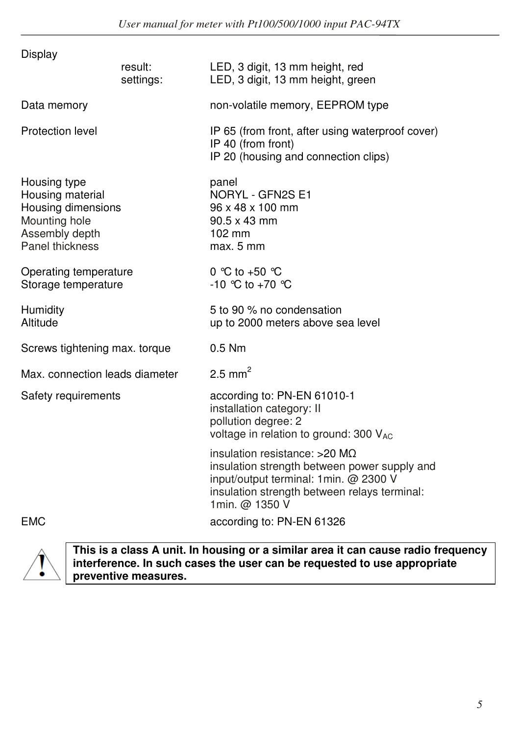| | | |
|---|---|---|
| Display | result: | LED, 3 digit, 13 mm height, red |
| | settings: | LED, 3 digit, 13 mm height, green |
| Data memory | | non-volatile memory, EEPROM type |
| Protection level | | IP 65 (from front, after using waterproof cover)<br>IP 40 (from front)<br>IP 20 (housing and connection clips) |
| Housing type | | panel |
| Housing material | | NORYL - GFN2S E1 |
| Housing dimensions | | 96 x 48 x 100 mm |
| Mounting hole | | 90.5 x 43 mm |
| Assembly depth | | 102 mm |
| Panel thickness | | max. 5 mm |
| Operating temperature | | 0 °C to +50 °C |
| Storage temperature | | -10 °C to +70 °C |
| Humidity | | 5 to 90 % no condensation |
| Altitude | | up to 2000 meters above sea level |
| Screws tightening max. torque | | 0.5 Nm |
| Max. connection leads diameter | | 2.5 $mm^2$ |
| Safety requirements | | according to: PN-EN 61010-1<br>installation category: II<br>pollution degree: 2<br>voltage in relation to ground: 300 $V_{AC}$<br>insulation resistance: >20 MΩ<br>insulation strength between power supply and input/output terminal: 1min. @ 2300 V<br>insulation strength between relays terminal: 1min. @ 1350 V |
| EMC | | according to: PN-EN 61326 |

**This is a class A unit. In housing or a similar area it can cause radio frequency interference. In such cases the user can be requested to use appropriate preventive measures.**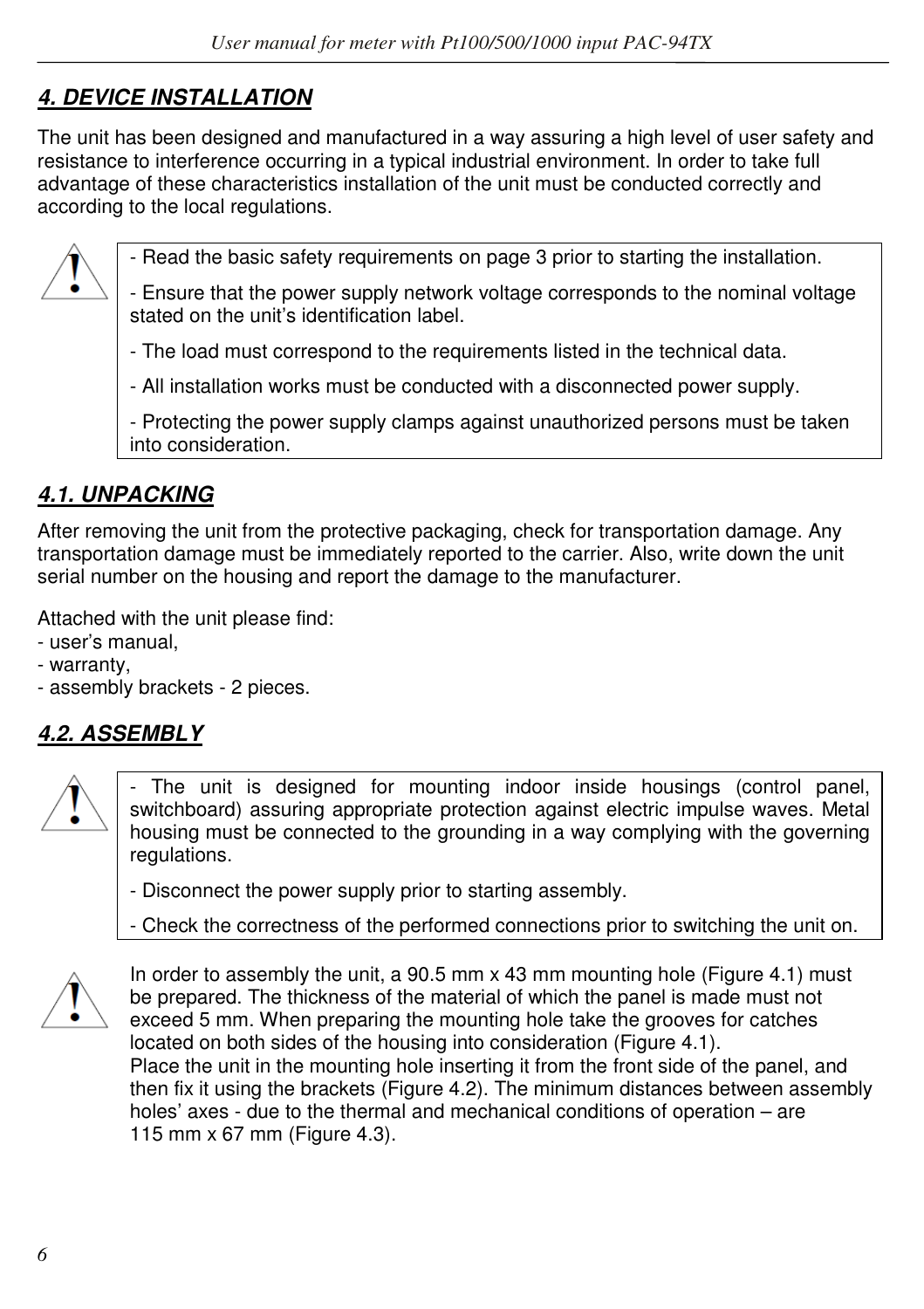## 4. DEVICE INSTALLATION

The unit has been designed and manufactured in a way assuring a high level of user safety and resistance to interference occurring in a typical industrial environment. In order to take full advantage of these characteristics installation of the unit must be conducted correctly and according to the local regulations.

> - Read the basic safety requirements on page 3 prior to starting the installation.
>
> - Ensure that the power supply network voltage corresponds to the nominal voltage stated on the unit's identification label.
>
> - The load must correspond to the requirements listed in the technical data.
>
> - All installation works must be conducted with a disconnected power supply.
>
> - Protecting the power supply clamps against unauthorized persons must be taken into consideration.

### 4.1. UNPACKING

After removing the unit from the protective packaging, check for transportation damage. Any transportation damage must be immediately reported to the carrier. Also, write down the unit serial number on the housing and report the damage to the manufacturer.

Attached with the unit please find:
- user's manual,
- warranty,
- assembly brackets - 2 pieces.

### 4.2. ASSEMBLY

> - The unit is designed for mounting indoor inside housings (control panel, switchboard) assuring appropriate protection against electric impulse waves. Metal housing must be connected to the grounding in a way complying with the governing regulations.
>
> - Disconnect the power supply prior to starting assembly.
>
> - Check the correctness of the performed connections prior to switching the unit on.

In order to assembly the unit, a 90.5 mm x 43 mm mounting hole (Figure 4.1) must be prepared. The thickness of the material of which the panel is made must not exceed 5 mm. When preparing the mounting hole take the grooves for catches located on both sides of the housing into consideration (Figure 4.1).
Place the unit in the mounting hole inserting it from the front side of the panel, and then fix it using the brackets (Figure 4.2). The minimum distances between assembly holes' axes - due to the thermal and mechanical conditions of operation – are 115 mm x 67 mm (Figure 4.3).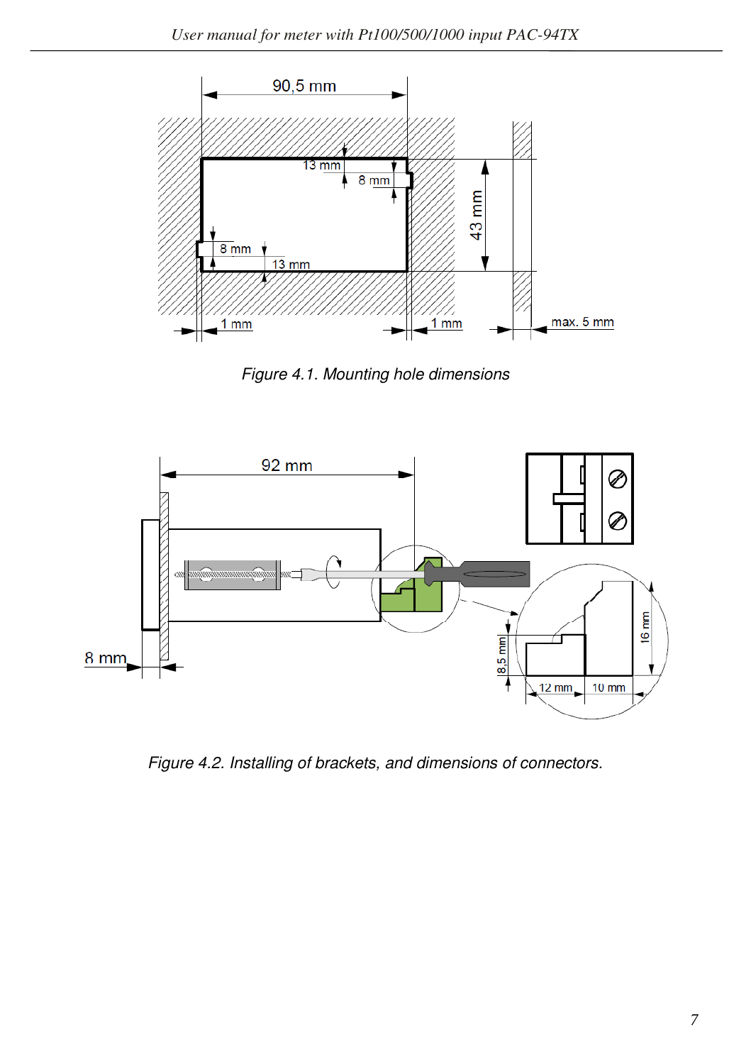Figure 4.1. Mounting hole dimensions

Figure 4.2. Installing of brackets, and dimensions of connectors.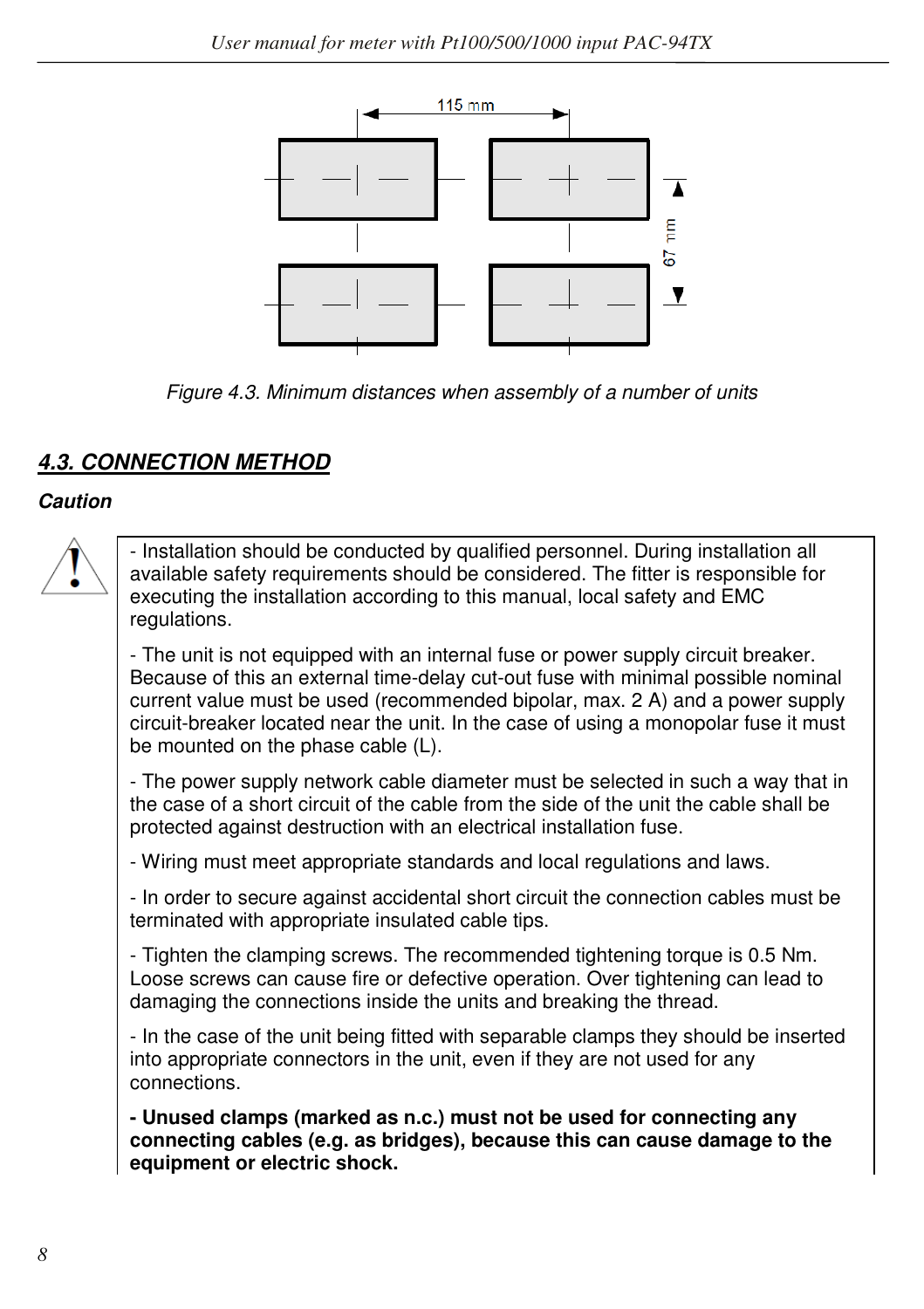115 mm

67 mm

*Figure 4.3. Minimum distances when assembly of a number of units*

## 4.3. CONNECTION METHOD

***Caution***

- Installation should be conducted by qualified personnel. During installation all available safety requirements should be considered. The fitter is responsible for executing the installation according to this manual, local safety and EMC regulations.

- The unit is not equipped with an internal fuse or power supply circuit breaker. Because of this an external time-delay cut-out fuse with minimal possible nominal current value must be used (recommended bipolar, max. 2 A) and a power supply circuit-breaker located near the unit. In the case of using a monopolar fuse it must be mounted on the phase cable (L).

- The power supply network cable diameter must be selected in such a way that in the case of a short circuit of the cable from the side of the unit the cable shall be protected against destruction with an electrical installation fuse.

- Wiring must meet appropriate standards and local regulations and laws.

- In order to secure against accidental short circuit the connection cables must be terminated with appropriate insulated cable tips.

- Tighten the clamping screws. The recommended tightening torque is 0.5 Nm. Loose screws can cause fire or defective operation. Over tightening can lead to damaging the connections inside the units and breaking the thread.

- In the case of the unit being fitted with separable clamps they should be inserted into appropriate connectors in the unit, even if they are not used for any connections.

**- Unused clamps (marked as n.c.) must not be used for connecting any connecting cables (e.g. as bridges), because this can cause damage to the equipment or electric shock.**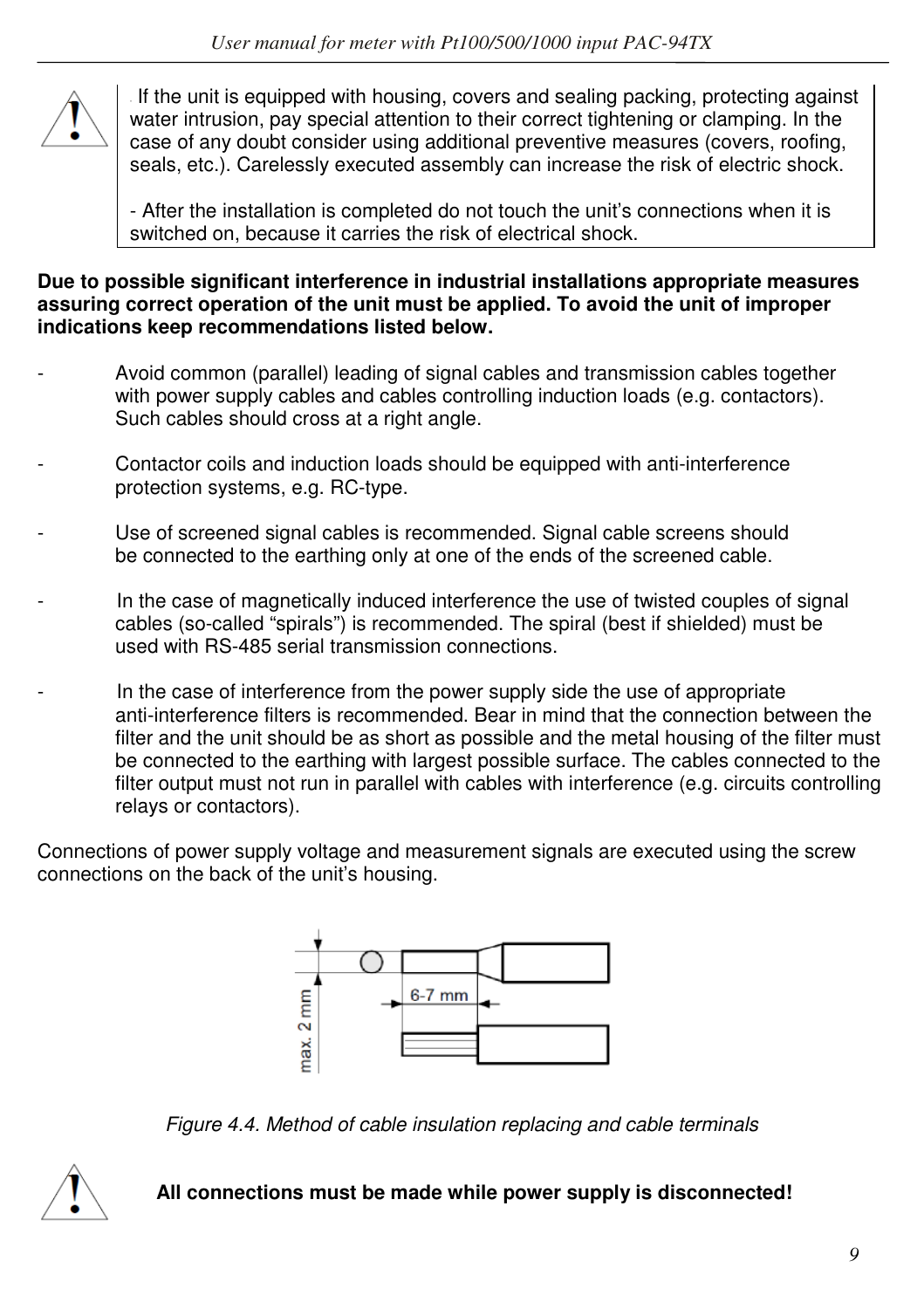- If the unit is equipped with housing, covers and sealing packing, protecting against water intrusion, pay special attention to their correct tightening or clamping. In the case of any doubt consider using additional preventive measures (covers, roofing, seals, etc.). Carelessly executed assembly can increase the risk of electric shock.

- After the installation is completed do not touch the unit's connections when it is switched on, because it carries the risk of electrical shock.

**Due to possible significant interference in industrial installations appropriate measures assuring correct operation of the unit must be applied. To avoid the unit of improper indications keep recommendations listed below.**

- Avoid common (parallel) leading of signal cables and transmission cables together with power supply cables and cables controlling induction loads (e.g. contactors). Such cables should cross at a right angle.

- Contactor coils and induction loads should be equipped with anti-interference protection systems, e.g. RC-type.

- Use of screened signal cables is recommended. Signal cable screens should be connected to the earthing only at one of the ends of the screened cable.

- In the case of magnetically induced interference the use of twisted couples of signal cables (so-called "spirals") is recommended. The spiral (best if shielded) must be used with RS-485 serial transmission connections.

- In the case of interference from the power supply side the use of appropriate anti-interference filters is recommended. Bear in mind that the connection between the filter and the unit should be as short as possible and the metal housing of the filter must be connected to the earthing with largest possible surface. The cables connected to the filter output must not run in parallel with cables with interference (e.g. circuits controlling relays or contactors).

Connections of power supply voltage and measurement signals are executed using the screw connections on the back of the unit's housing.

max. 2 mm

6-7 mm

*Figure 4.4. Method of cable insulation replacing and cable terminals*

**All connections must be made while power supply is disconnected!**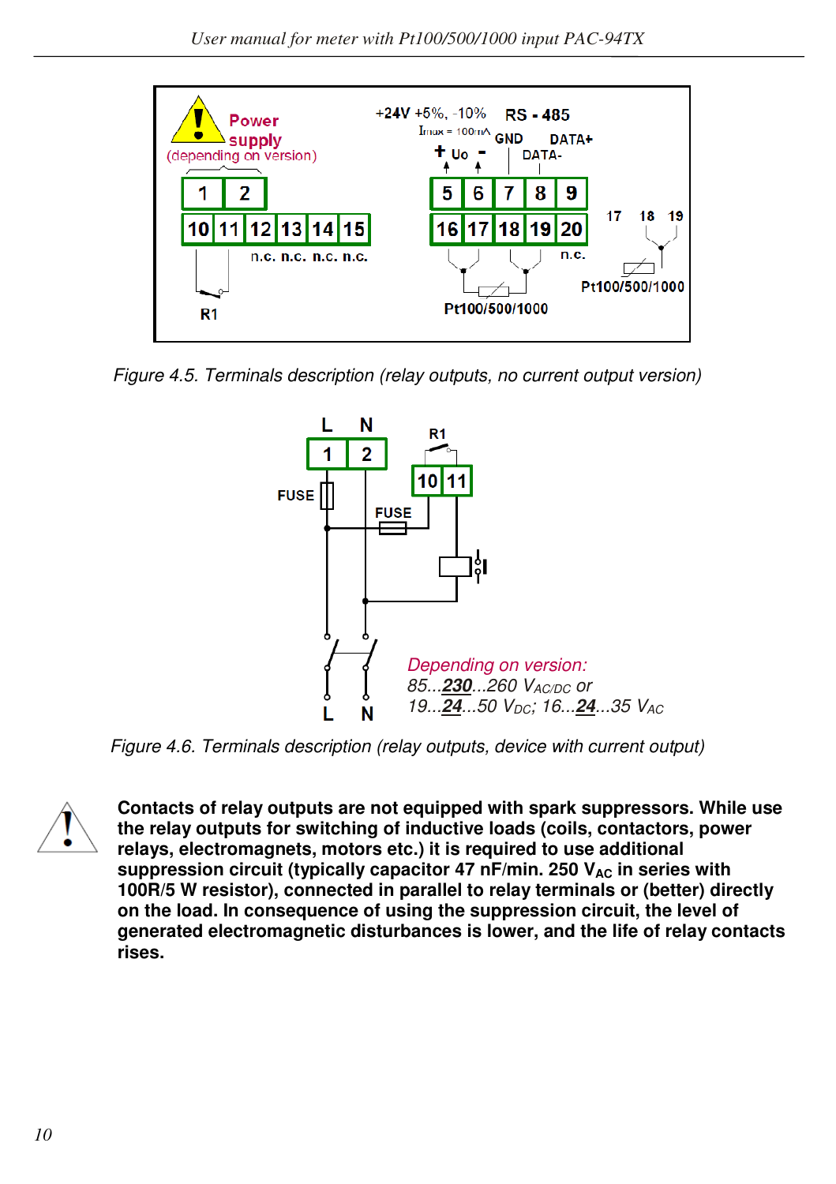Figure 4.5. Terminals description (relay outputs, no current output version)

Figure 4.6. Terminals description (relay outputs, device with current output)

**Contacts of relay outputs are not equipped with spark suppressors. While use the relay outputs for switching of inductive loads (coils, contactors, power relays, electromagnets, motors etc.) it is required to use additional suppression circuit (typically capacitor 47 nF/min. 250 $V_{AC}$ in series with 100R/5 W resistor), connected in parallel to relay terminals or (better) directly on the load. In consequence of using the suppression circuit, the level of generated electromagnetic disturbances is lower, and the life of relay contacts rises.**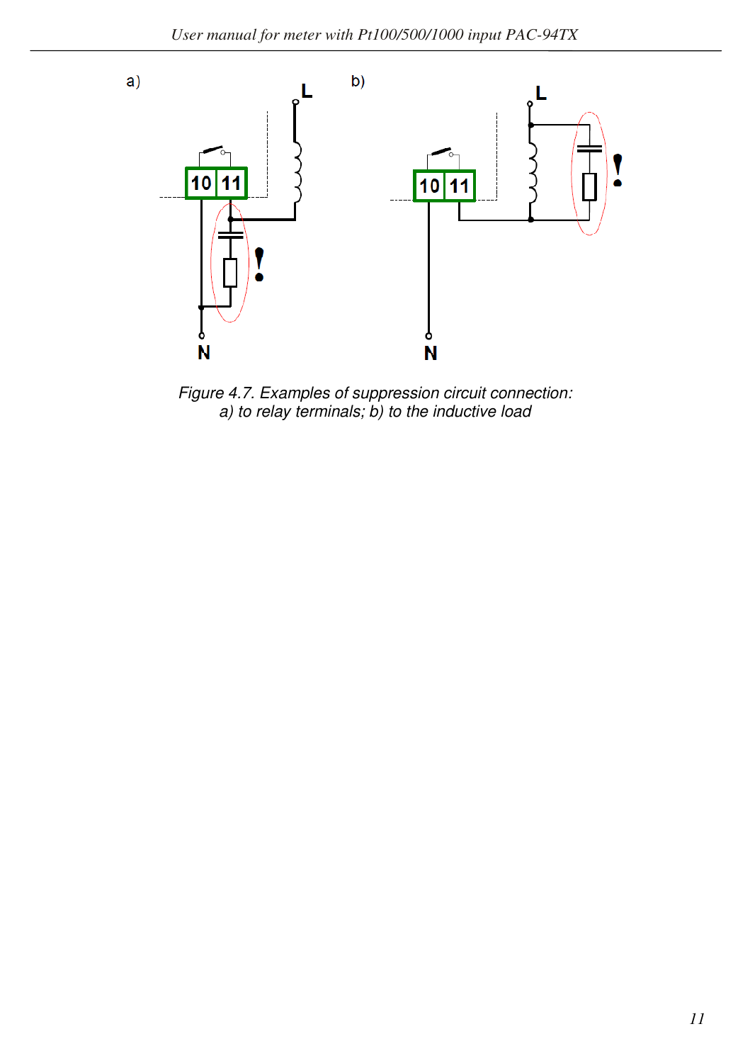*Figure 4.7. Examples of suppression circuit connection:*
*a) to relay terminals; b) to the inductive load*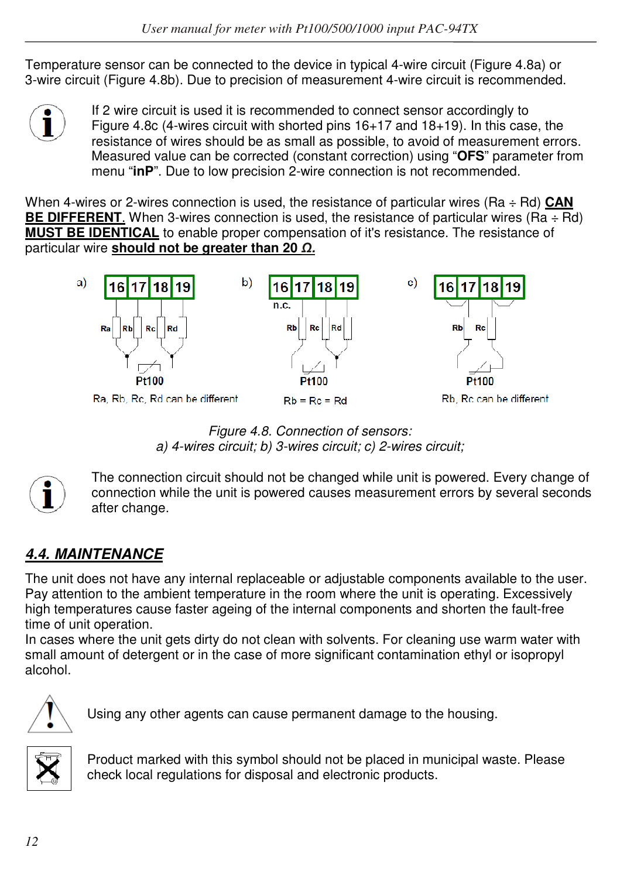Temperature sensor can be connected to the device in typical 4-wire circuit (Figure 4.8a) or 3-wire circuit (Figure 4.8b). Due to precision of measurement 4-wire circuit is recommended.

If 2 wire circuit is used it is recommended to connect sensor accordingly to Figure 4.8c (4-wires circuit with shorted pins 16+17 and 18+19). In this case, the resistance of wires should be as small as possible, to avoid of measurement errors. Measured value can be corrected (constant correction) using “**OFS**” parameter from menu “**inP**”. Due to low precision 2-wire connection is not recommended.

When 4-wires or 2-wires connection is used, the resistance of particular wires (Ra ÷ Rd) **CAN BE DIFFERENT.** When 3-wires connection is used, the resistance of particular wires (Ra ÷ Rd) **MUST BE IDENTICAL** to enable proper compensation of it's resistance. The resistance of particular wire **should not be greater than 20 Ω.**

a) 16 17 18 19 — Ra, Rb, Rc, Rd — Pt100 — Ra, Rb, Rc, Rd can be different

b) 16 17 18 19 — n.c. — Rb, Rc, Rd — Pt100 — Rb = Rc = Rd

c) 16 17 18 19 — Rb, Rc — Pt100 — Rb, Rc can be different

*Figure 4.8. Connection of sensors:*
*a) 4-wires circuit; b) 3-wires circuit; c) 2-wires circuit;*

The connection circuit should not be changed while unit is powered. Every change of connection while the unit is powered causes measurement errors by several seconds after change.

## 4.4. MAINTENANCE

The unit does not have any internal replaceable or adjustable components available to the user. Pay attention to the ambient temperature in the room where the unit is operating. Excessively high temperatures cause faster ageing of the internal components and shorten the fault-free time of unit operation.
In cases where the unit gets dirty do not clean with solvents. For cleaning use warm water with small amount of detergent or in the case of more significant contamination ethyl or isopropyl alcohol.

Using any other agents can cause permanent damage to the housing.

Product marked with this symbol should not be placed in municipal waste. Please check local regulations for disposal and electronic products.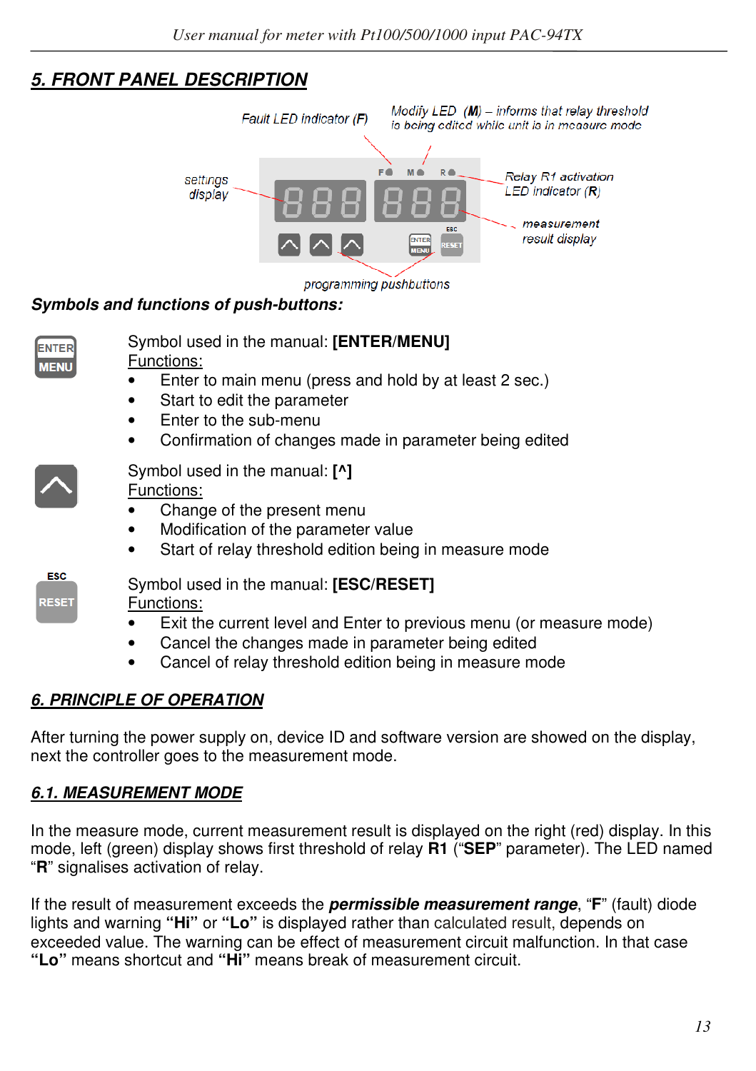## 5. FRONT PANEL DESCRIPTION

Fault LED indicator (F)

Modify LED (M) – informs that relay threshold is being edited while unit is in measure mode

settings display

Relay R1 activation LED indicator (R)

measurement result display

programming pushbuttons

### Symbols and functions of push-buttons:

Symbol used in the manual: **[ENTER/MENU]**
Functions:

- Enter to main menu (press and hold by at least 2 sec.)
- Start to edit the parameter
- Enter to the sub-menu
- Confirmation of changes made in parameter being edited

Symbol used in the manual: **[^]**
Functions:

- Change of the present menu
- Modification of the parameter value
- Start of relay threshold edition being in measure mode

Symbol used in the manual: **[ESC/RESET]**
Functions:

- Exit the current level and Enter to previous menu (or measure mode)
- Cancel the changes made in parameter being edited
- Cancel of relay threshold edition being in measure mode

## 6. PRINCIPLE OF OPERATION

After turning the power supply on, device ID and software version are showed on the display, next the controller goes to the measurement mode.

### 6.1. MEASUREMENT MODE

In the measure mode, current measurement result is displayed on the right (red) display. In this mode, left (green) display shows first threshold of relay **R1** ("**SEP**" parameter). The LED named "**R**" signalises activation of relay.

If the result of measurement exceeds the ***permissible measurement range***, "**F**" (fault) diode lights and warning **"Hi"** or **"Lo"** is displayed rather than calculated result, depends on exceeded value. The warning can be effect of measurement circuit malfunction. In that case **"Lo"** means shortcut and **"Hi"** means break of measurement circuit.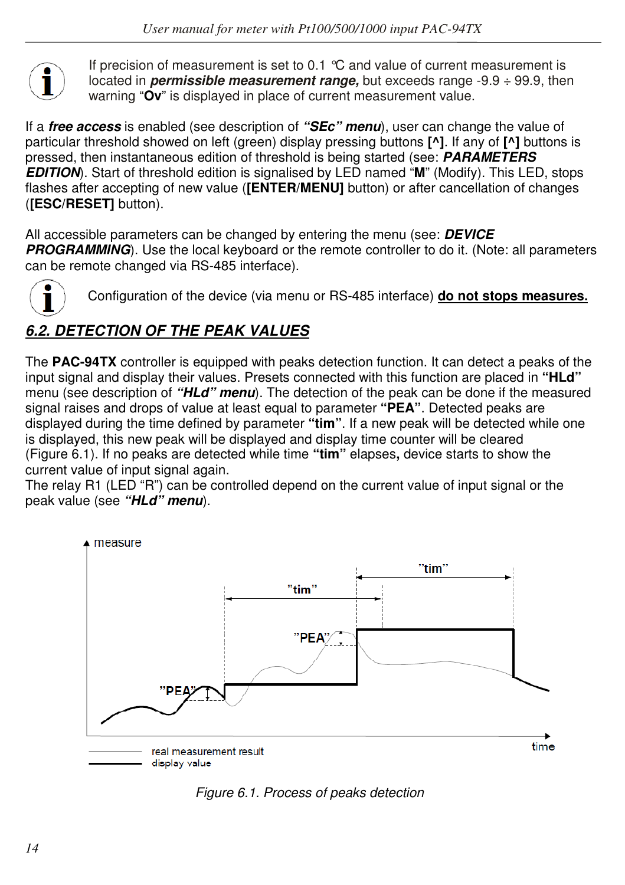If precision of measurement is set to 0.1 ℃ and value of current measurement is located in ***permissible measurement range,*** but exceeds range -9.9 ÷ 99.9, then warning "**Ov**" is displayed in place of current measurement value.

If a ***free access*** is enabled (see description of ***"SEc" menu***), user can change the value of particular threshold showed on left (green) display pressing buttons **[^]**. If any of **[^]** buttons is pressed, then instantaneous edition of threshold is being started (see: ***PARAMETERS EDITION***). Start of threshold edition is signalised by LED named "**M**" (Modify). This LED, stops flashes after accepting of new value (**[ENTER/MENU]** button) or after cancellation of changes (**[ESC/RESET]** button).

All accessible parameters can be changed by entering the menu (see: ***DEVICE PROGRAMMING***). Use the local keyboard or the remote controller to do it. (Note: all parameters can be remote changed via RS-485 interface).

Configuration of the device (via menu or RS-485 interface) **do not stops measures.**

## 6.2. DETECTION OF THE PEAK VALUES

The **PAC-94TX** controller is equipped with peaks detection function. It can detect a peaks of the input signal and display their values. Presets connected with this function are placed in **"HLd"** menu (see description of ***"HLd" menu***). The detection of the peak can be done if the measured signal raises and drops of value at least equal to parameter **"PEA"**. Detected peaks are displayed during the time defined by parameter **"tim"**. If a new peak will be detected while one is displayed, this new peak will be displayed and display time counter will be cleared (Figure 6.1). If no peaks are detected while time **"tim"** elapses**,** device starts to show the current value of input signal again.
The relay R1 (LED "R") can be controlled depend on the current value of input signal or the peak value (see ***"HLd" menu***).

*Figure 6.1. Process of peaks detection*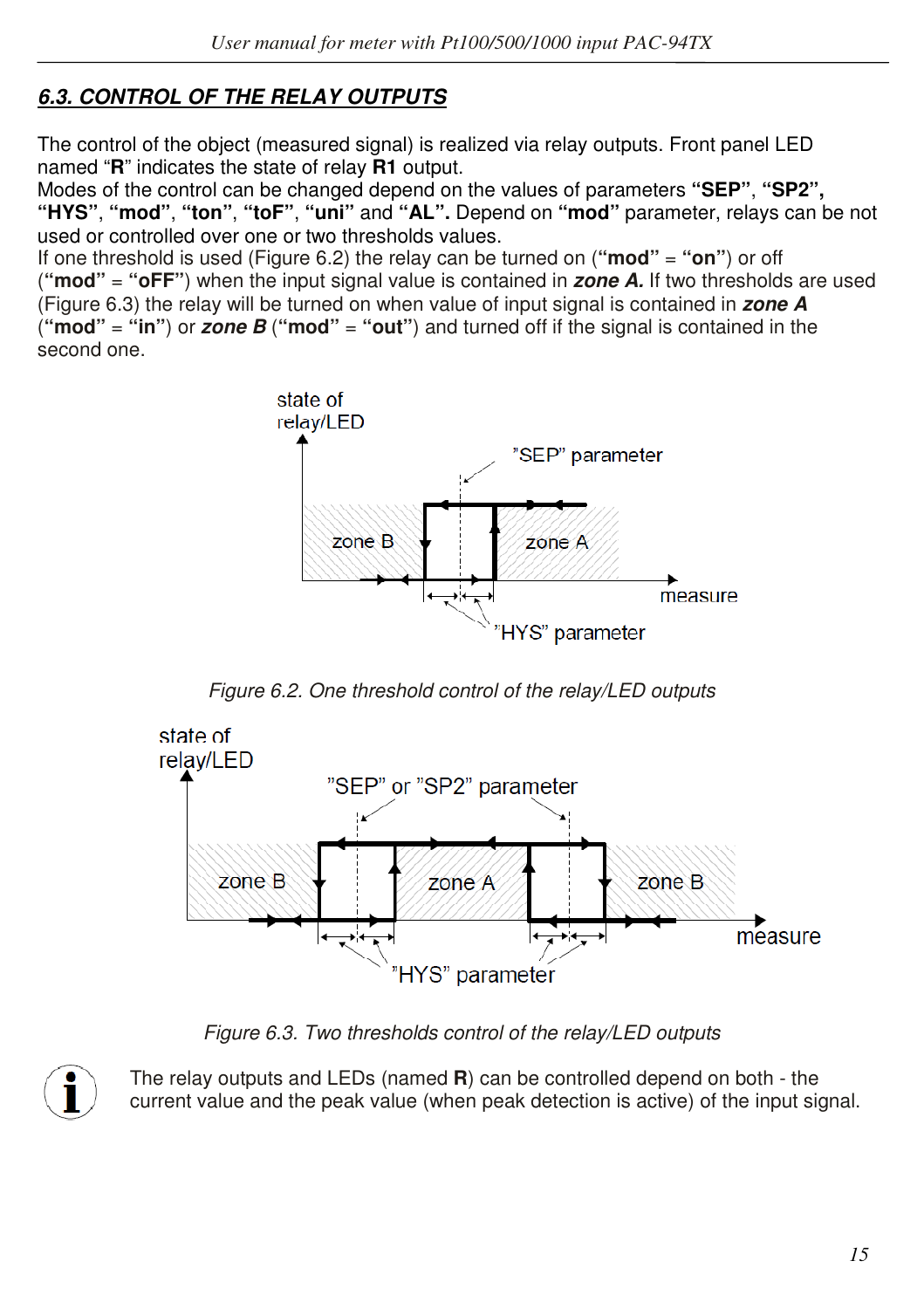## 6.3. CONTROL OF THE RELAY OUTPUTS

The control of the object (measured signal) is realized via relay outputs. Front panel LED named “**R**” indicates the state of relay **R1** output.
Modes of the control can be changed depend on the values of parameters **“SEP”**, **“SP2”**, **“HYS”**, **“mod”**, **“ton”**, **“toF”**, **“uni”** and **“AL”.** Depend on **“mod”** parameter, relays can be not used or controlled over one or two thresholds values.
If one threshold is used (Figure 6.2) the relay can be turned on (**“mod”** = **“on”**) or off (**“mod”** = **“oFF”**) when the input signal value is contained in ***zone A.*** If two thresholds are used (Figure 6.3) the relay will be turned on when value of input signal is contained in ***zone A*** (**“mod”** = **“in”**) or ***zone B*** (**“mod”** = **“out”**) and turned off if the signal is contained in the second one.

*Figure 6.2. One threshold control of the relay/LED outputs*

*Figure 6.3. Two thresholds control of the relay/LED outputs*

The relay outputs and LEDs (named **R**) can be controlled depend on both - the current value and the peak value (when peak detection is active) of the input signal.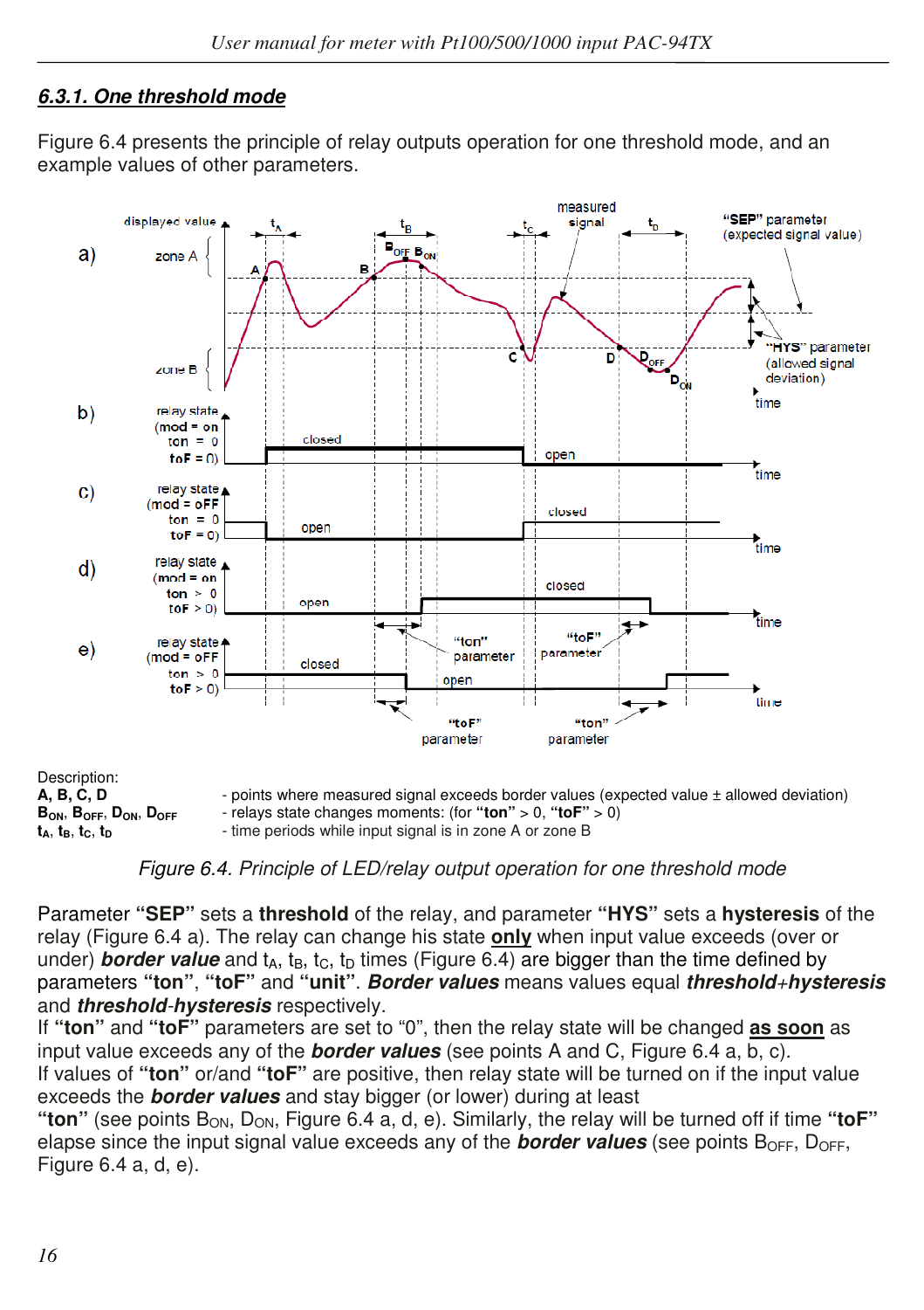### *6.3.1. One threshold mode*

Figure 6.4 presents the principle of relay outputs operation for one threshold mode, and an example values of other parameters.

Description:

**A, B, C, D** - points where measured signal exceeds border values (expected value ± allowed deviation)

**$B_{ON}$, $B_{OFF}$, $D_{ON}$, $D_{OFF}$** - relays state changes moments: (for **"ton"** > 0, **"toF"** > 0)

**$t_A$, $t_B$, $t_C$, $t_D$** - time periods while input signal is in zone A or zone B

*Figure 6.4. Principle of LED/relay output operation for one threshold mode*

Parameter **"SEP"** sets a **threshold** of the relay, and parameter **"HYS"** sets a **hysteresis** of the relay (Figure 6.4 a). The relay can change his state **only** when input value exceeds (over or under) ***border value*** and $t_A$, $t_B$, $t_C$, $t_D$ times (Figure 6.4) are bigger than the time defined by parameters **"ton"**, **"toF"** and **"unit"**. ***Border values*** means values equal ***threshold+hysteresis*** and ***threshold-hysteresis*** respectively.

If **"ton"** and **"toF"** parameters are set to "0", then the relay state will be changed **as soon** as input value exceeds any of the ***border values*** (see points A and C, Figure 6.4 a, b, c).

If values of **"ton"** or/and **"toF"** are positive, then relay state will be turned on if the input value exceeds the ***border values*** and stay bigger (or lower) during at least **"ton"** (see points $B_{ON}$, $D_{ON}$, Figure 6.4 a, d, e). Similarly, the relay will be turned off if time **"toF"** elapse since the input signal value exceeds any of the ***border values*** (see points $B_{OFF}$, $D_{OFF}$, Figure 6.4 a, d, e).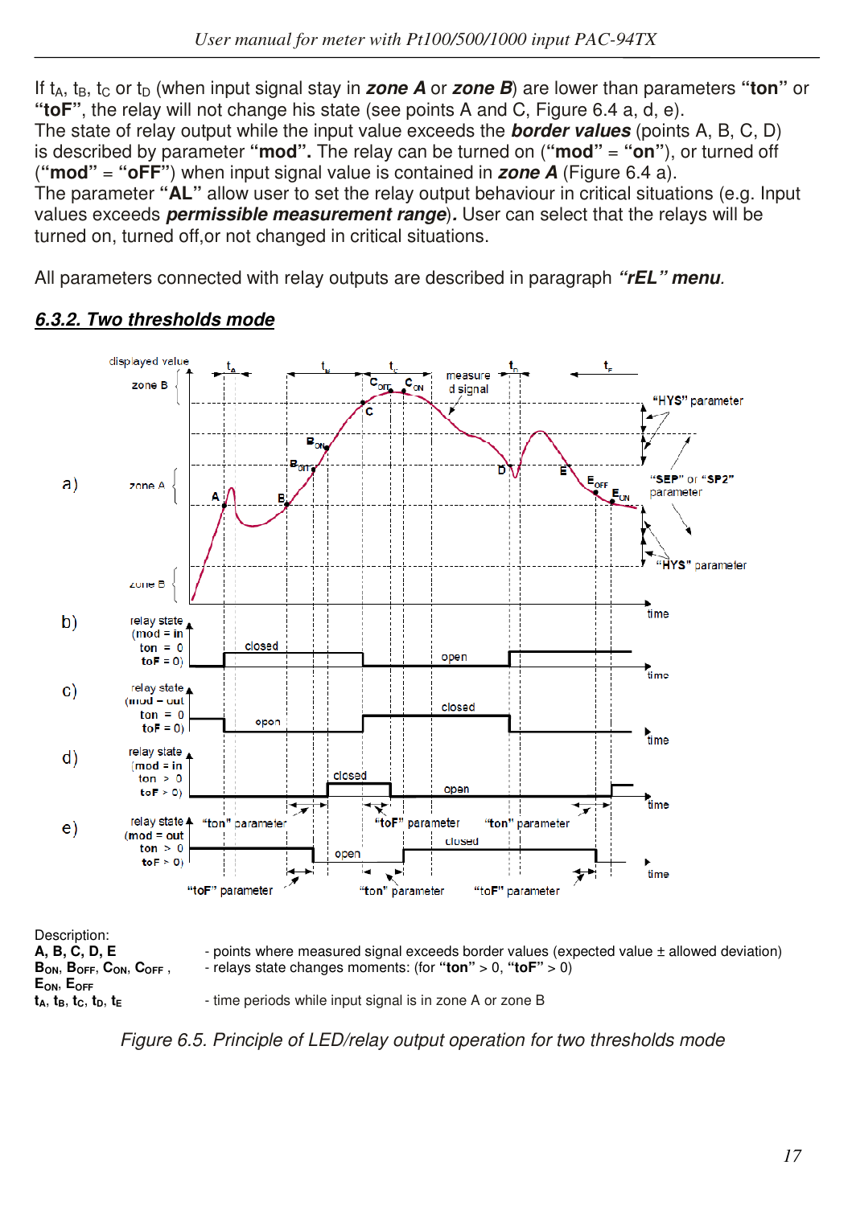If $t_A$, $t_B$, $t_C$ or $t_D$ (when input signal stay in ***zone A*** or ***zone B***) are lower than parameters **"ton"** or **"toF"**, the relay will not change his state (see points A and C, Figure 6.4 a, d, e).
The state of relay output while the input value exceeds the ***border values*** (points A, B, C, D) is described by parameter **"mod".** The relay can be turned on (**"mod"** = **"on"**), or turned off (**"mod"** = **"oFF"**) when input signal value is contained in ***zone A*** (Figure 6.4 a).
The parameter **"AL"** allow user to set the relay output behaviour in critical situations (e.g. Input values exceeds ***permissible measurement range***). User can select that the relays will be turned on, turned off,or not changed in critical situations.

All parameters connected with relay outputs are described in paragraph ***"rEL" menu***.

### *6.3.2. Two thresholds mode*

Description:

**A, B, C, D, E** - points where measured signal exceeds border values (expected value ± allowed deviation)

**$B_{ON}$, $B_{OFF}$, $C_{ON}$, $C_{OFF}$, $E_{ON}$, $E_{OFF}$** - relays state changes moments: (for **"ton"** > 0, **"toF"** > 0)

**$t_A$, $t_B$, $t_C$, $t_D$, $t_E$** - time periods while input signal is in zone A or zone B

*Figure 6.5. Principle of LED/relay output operation for two thresholds mode*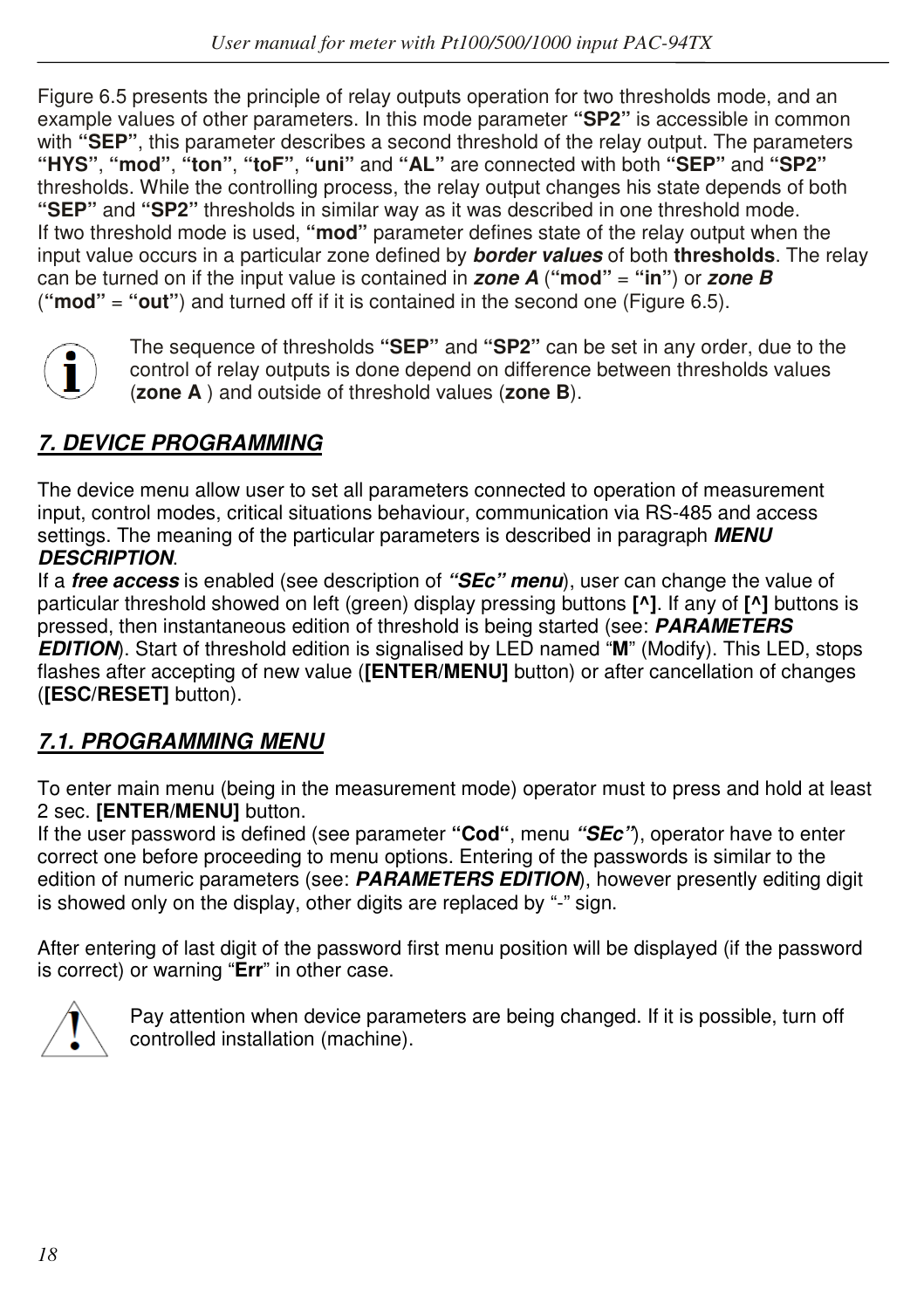Figure 6.5 presents the principle of relay outputs operation for two thresholds mode, and an example values of other parameters. In this mode parameter **“SP2”** is accessible in common with **“SEP”**, this parameter describes a second threshold of the relay output. The parameters **“HYS”**, **“mod”**, **“ton”**, **“toF”**, **“uni”** and **“AL”** are connected with both **“SEP”** and **“SP2”** thresholds. While the controlling process, the relay output changes his state depends of both **“SEP”** and **“SP2”** thresholds in similar way as it was described in one threshold mode.
If two threshold mode is used, **“mod”** parameter defines state of the relay output when the input value occurs in a particular zone defined by ***border values*** of both **thresholds**. The relay can be turned on if the input value is contained in ***zone A*** (**“mod”** = **“in”**) or ***zone B*** (**“mod”** = **“out”**) and turned off if it is contained in the second one (Figure 6.5).

The sequence of thresholds **“SEP”** and **“SP2”** can be set in any order, due to the control of relay outputs is done depend on difference between thresholds values (**zone A** ) and outside of threshold values (**zone B**).

## *7. DEVICE PROGRAMMING*

The device menu allow user to set all parameters connected to operation of measurement input, control modes, critical situations behaviour, communication via RS-485 and access settings. The meaning of the particular parameters is described in paragraph ***MENU DESCRIPTION***.
If a ***free access*** is enabled (see description of ***“SEc” menu***), user can change the value of particular threshold showed on left (green) display pressing buttons **[^]**. If any of **[^]** buttons is pressed, then instantaneous edition of threshold is being started (see: ***PARAMETERS EDITION***). Start of threshold edition is signalised by LED named “**M**” (Modify). This LED, stops flashes after accepting of new value (**[ENTER/MENU]** button) or after cancellation of changes (**[ESC/RESET]** button).

### *7.1. PROGRAMMING MENU*

To enter main menu (being in the measurement mode) operator must to press and hold at least 2 sec. **[ENTER/MENU]** button.
If the user password is defined (see parameter **“Cod“**, menu ***“SEc”***), operator have to enter correct one before proceeding to menu options. Entering of the passwords is similar to the edition of numeric parameters (see: ***PARAMETERS EDITION***), however presently editing digit is showed only on the display, other digits are replaced by “-” sign.

After entering of last digit of the password first menu position will be displayed (if the password is correct) or warning “**Err**” in other case.

Pay attention when device parameters are being changed. If it is possible, turn off controlled installation (machine).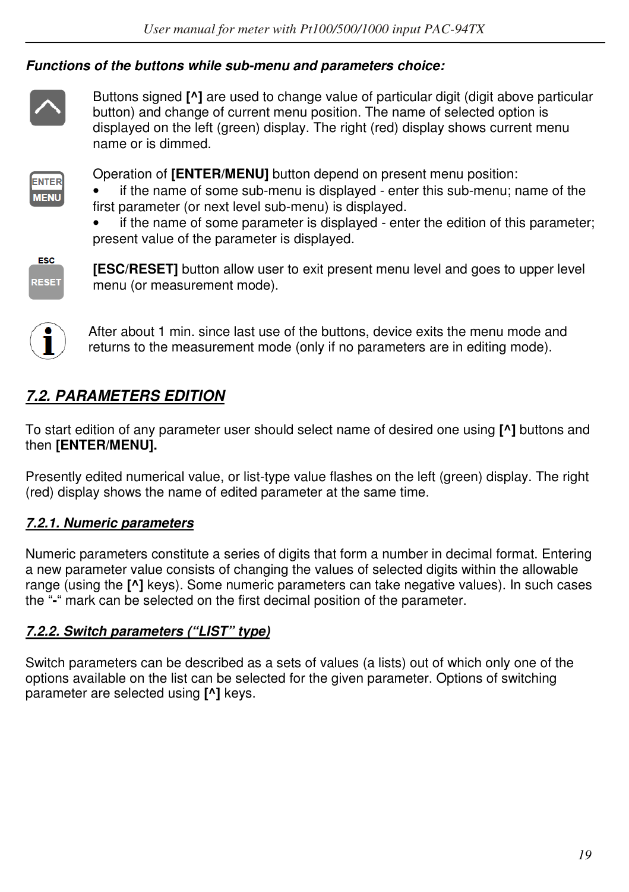***Functions of the buttons while sub-menu and parameters choice:***

Buttons signed **[^]** are used to change value of particular digit (digit above particular button) and change of current menu position. The name of selected option is displayed on the left (green) display. The right (red) display shows current menu name or is dimmed.

Operation of **[ENTER/MENU]** button depend on present menu position:

- if the name of some sub-menu is displayed - enter this sub-menu; name of the first parameter (or next level sub-menu) is displayed.
- if the name of some parameter is displayed - enter the edition of this parameter; present value of the parameter is displayed.

**[ESC/RESET]** button allow user to exit present menu level and goes to upper level menu (or measurement mode).

After about 1 min. since last use of the buttons, device exits the menu mode and returns to the measurement mode (only if no parameters are in editing mode).

## *7.2. PARAMETERS EDITION*

To start edition of any parameter user should select name of desired one using **[^]** buttons and then **[ENTER/MENU].**

Presently edited numerical value, or list-type value flashes on the left (green) display. The right (red) display shows the name of edited parameter at the same time.

### ***7.2.1. Numeric parameters***

Numeric parameters constitute a series of digits that form a number in decimal format. Entering a new parameter value consists of changing the values of selected digits within the allowable range (using the **[^]** keys). Some numeric parameters can take negative values). In such cases the "**-**" mark can be selected on the first decimal position of the parameter.

### ***7.2.2. Switch parameters ("LIST" type)***

Switch parameters can be described as a sets of values (a lists) out of which only one of the options available on the list can be selected for the given parameter. Options of switching parameter are selected using **[^]** keys.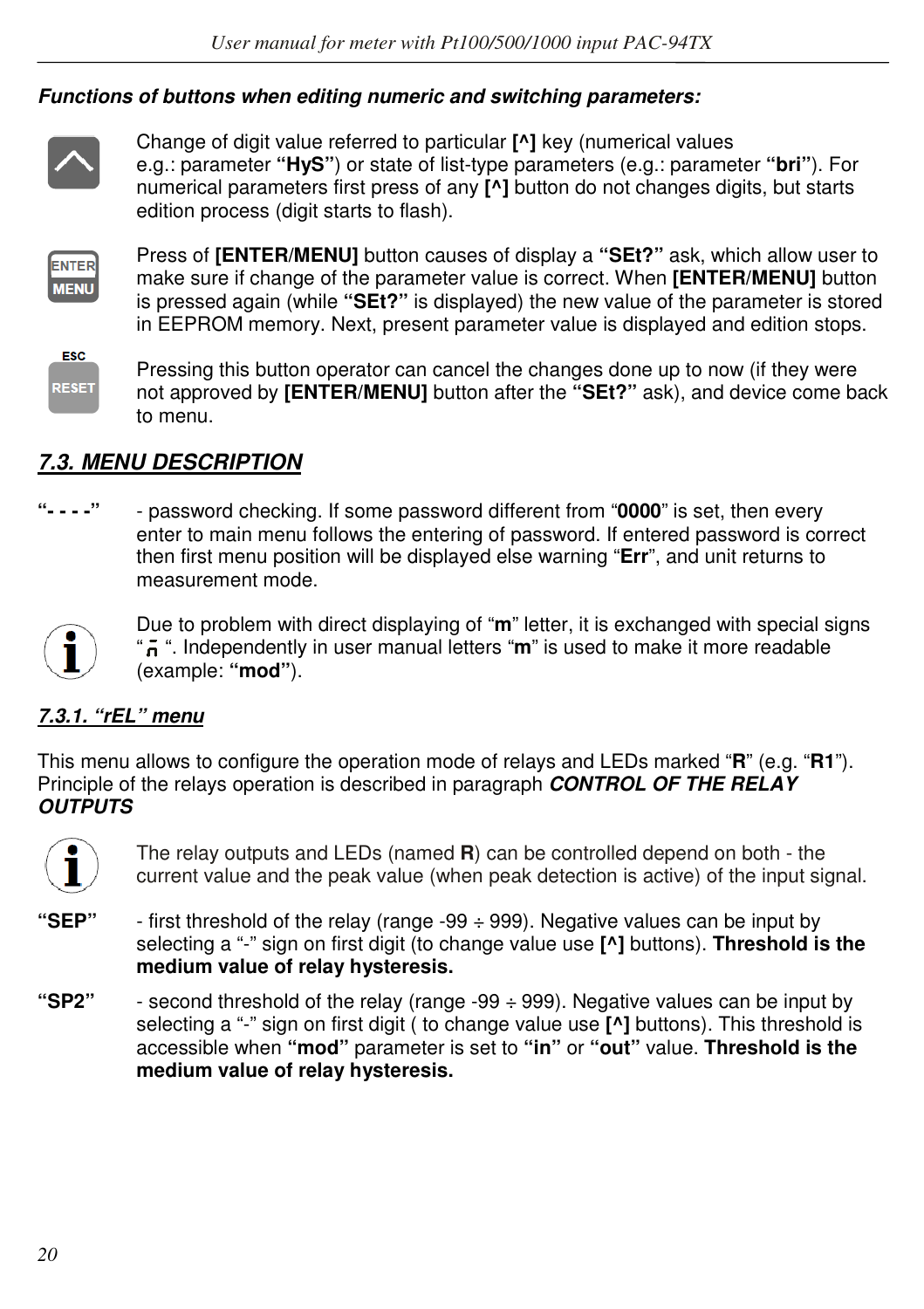***Functions of buttons when editing numeric and switching parameters:***

Change of digit value referred to particular **[^]** key (numerical values e.g.: parameter **“HyS”**) or state of list-type parameters (e.g.: parameter **“bri”**). For numerical parameters first press of any **[^]** button do not changes digits, but starts edition process (digit starts to flash).

Press of **[ENTER/MENU]** button causes of display a **“SEt?”** ask, which allow user to make sure if change of the parameter value is correct. When **[ENTER/MENU]** button is pressed again (while **“SEt?”** is displayed) the new value of the parameter is stored in EEPROM memory. Next, present parameter value is displayed and edition stops.

Pressing this button operator can cancel the changes done up to now (if they were not approved by **[ENTER/MENU]** button after the **“SEt?”** ask), and device come back to menu.

## *7.3. MENU DESCRIPTION*

**“- - - -”** - password checking. If some password different from “**0000**” is set, then every enter to main menu follows the entering of password. If entered password is correct then first menu position will be displayed else warning “**Err**”, and unit returns to measurement mode.

Due to problem with direct displaying of “**m**” letter, it is exchanged with special signs “ ̄n “. Independently in user manual letters “**m**” is used to make it more readable (example: **“mod”**).

### *7.3.1. “rEL” menu*

This menu allows to configure the operation mode of relays and LEDs marked “**R**” (e.g. “**R1**”). Principle of the relays operation is described in paragraph ***CONTROL OF THE RELAY OUTPUTS***

The relay outputs and LEDs (named **R**) can be controlled depend on both - the current value and the peak value (when peak detection is active) of the input signal.

**“SEP”** - first threshold of the relay (range -99 ÷ 999). Negative values can be input by selecting a “-” sign on first digit (to change value use **[^]** buttons). **Threshold is the medium value of relay hysteresis.**

**“SP2”** - second threshold of the relay (range -99 ÷ 999). Negative values can be input by selecting a “-” sign on first digit ( to change value use **[^]** buttons). This threshold is accessible when **“mod”** parameter is set to **“in”** or **“out”** value. **Threshold is the medium value of relay hysteresis.**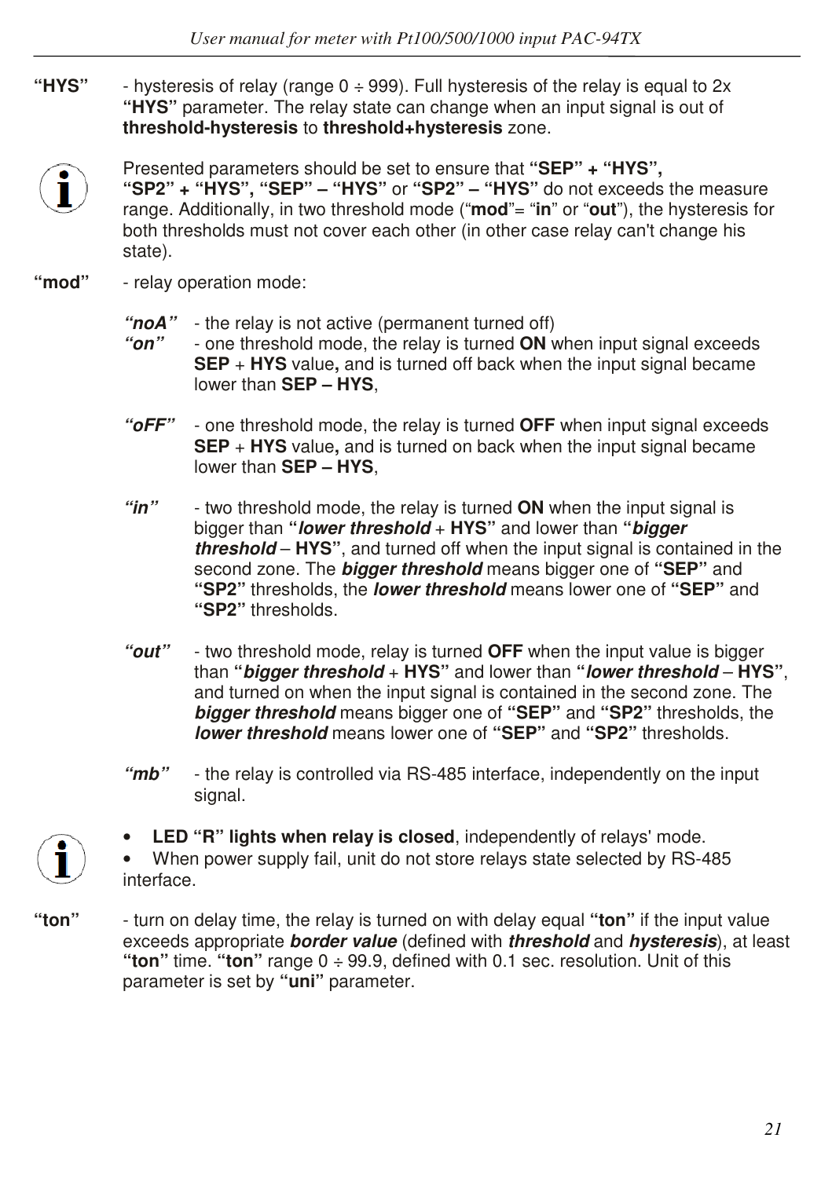**"HYS"** - hysteresis of relay (range 0 ÷ 999). Full hysteresis of the relay is equal to 2x **"HYS"** parameter. The relay state can change when an input signal is out of **threshold-hysteresis** to **threshold+hysteresis** zone.

Presented parameters should be set to ensure that **"SEP" + "HYS", "SP2" + "HYS", "SEP" – "HYS"** or **"SP2" – "HYS"** do not exceeds the measure range. Additionally, in two threshold mode ("**mod**"= "**in**" or "**out**"), the hysteresis for both thresholds must not cover each other (in other case relay can't change his state).

**"mod"** - relay operation mode:

- ***"noA"*** - the relay is not active (permanent turned off)
- ***"on"*** - one threshold mode, the relay is turned **ON** when input signal exceeds **SEP** + **HYS** value**,** and is turned off back when the input signal became lower than **SEP – HYS**,
- ***"oFF"*** - one threshold mode, the relay is turned **OFF** when input signal exceeds **SEP** + **HYS** value**,** and is turned on back when the input signal became lower than **SEP – HYS**,
- ***"in"*** - two threshold mode, the relay is turned **ON** when the input signal is bigger than **"*lower threshold* + HYS"** and lower than **"*bigger threshold* – HYS"**, and turned off when the input signal is contained in the second zone. The ***bigger threshold*** means bigger one of **"SEP"** and **"SP2"** thresholds, the ***lower threshold*** means lower one of **"SEP"** and **"SP2"** thresholds.
- ***"out"*** - two threshold mode, relay is turned **OFF** when the input value is bigger than **"*bigger threshold* + HYS"** and lower than **"*lower threshold* – HYS"**, and turned on when the input signal is contained in the second zone. The ***bigger threshold*** means bigger one of **"SEP"** and **"SP2"** thresholds, the ***lower threshold*** means lower one of **"SEP"** and **"SP2"** thresholds.
- ***"mb"*** - the relay is controlled via RS-485 interface, independently on the input signal.

- **LED "R" lights when relay is closed**, independently of relays' mode.
- When power supply fail, unit do not store relays state selected by RS-485 interface.

**"ton"** - turn on delay time, the relay is turned on with delay equal **"ton"** if the input value exceeds appropriate ***border value*** (defined with ***threshold*** and ***hysteresis***), at least **"ton"** time. **"ton"** range 0 ÷ 99.9, defined with 0.1 sec. resolution. Unit of this parameter is set by **"uni"** parameter.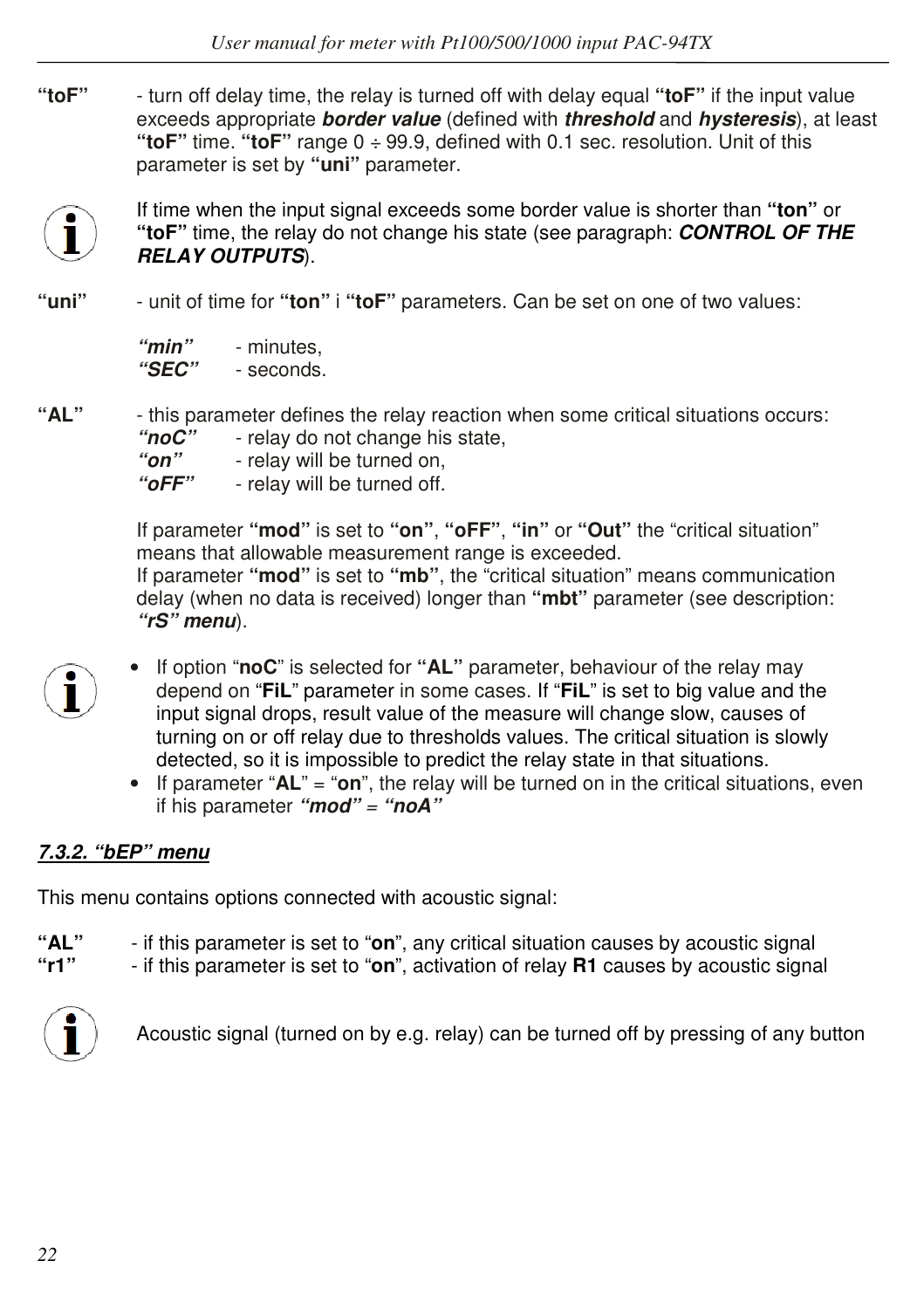**“toF”** - turn off delay time, the relay is turned off with delay equal **“toF”** if the input value exceeds appropriate ***border value*** (defined with ***threshold*** and ***hysteresis***), at least **“toF”** time. **“toF”** range 0 ÷ 99.9, defined with 0.1 sec. resolution. Unit of this parameter is set by **“uni”** parameter.

If time when the input signal exceeds some border value is shorter than **“ton”** or **“toF”** time, the relay do not change his state (see paragraph: ***CONTROL OF THE RELAY OUTPUTS***).

**“uni”** - unit of time for **“ton”** i **“toF”** parameters. Can be set on one of two values:

***“min”*** - minutes,
***“SEC”*** - seconds.

**“AL”** - this parameter defines the relay reaction when some critical situations occurs:
***“noC”*** - relay do not change his state,
***“on”*** - relay will be turned on,
***“oFF”*** - relay will be turned off.

If parameter **“mod”** is set to **“on”**, **“oFF”**, **“in”** or **“Out”** the “critical situation” means that allowable measurement range is exceeded.
If parameter **“mod”** is set to **“mb”**, the “critical situation” means communication delay (when no data is received) longer than **“mbt”** parameter (see description: ***“rS” menu***).

- If option “**noC**” is selected for **“AL”** parameter, behaviour of the relay may depend on “**FiL**” parameter in some cases. If “**FiL**” is set to big value and the input signal drops, result value of the measure will change slow, causes of turning on or off relay due to thresholds values. The critical situation is slowly detected, so it is impossible to predict the relay state in that situations.
- If parameter “**AL**” = “**on**”, the relay will be turned on in the critical situations, even if his parameter ***“mod”*** = ***“noA”***

### *7.3.2. “bEP” menu*

This menu contains options connected with acoustic signal:

**“AL”** - if this parameter is set to “**on**”, any critical situation causes by acoustic signal
**“r1”** - if this parameter is set to “**on**”, activation of relay **R1** causes by acoustic signal

Acoustic signal (turned on by e.g. relay) can be turned off by pressing of any button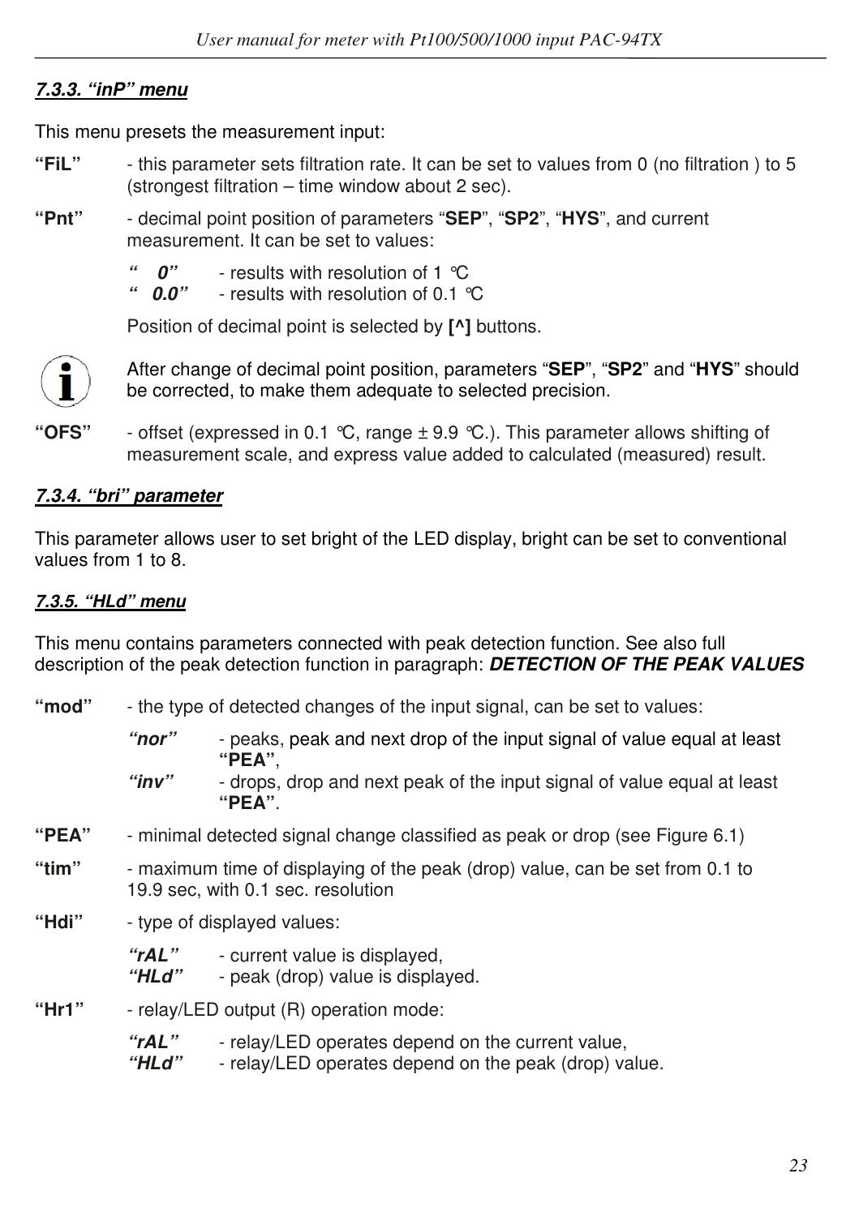#### *7.3.3. "inP" menu*

This menu presets the measurement input:

**"FiL"** - this parameter sets filtration rate. It can be set to values from 0 (no filtration ) to 5 (strongest filtration – time window about 2 sec).

**"Pnt"** - decimal point position of parameters "**SEP**", "**SP2**", "**HYS**", and current measurement. It can be set to values:

- ***"   0"*** - results with resolution of 1 °C
- ***"  0.0"*** - results with resolution of 0.1 °C

Position of decimal point is selected by **[^]** buttons.

After change of decimal point position, parameters "**SEP**", "**SP2**" and "**HYS**" should be corrected, to make them adequate to selected precision.

**"OFS"** - offset (expressed in 0.1 °C, range ± 9.9 °C.). This parameter allows shifting of measurement scale, and express value added to calculated (measured) result.

#### *7.3.4. "bri" parameter*

This parameter allows user to set bright of the LED display, bright can be set to conventional values from 1 to 8.

#### *7.3.5. "HLd" menu*

This menu contains parameters connected with peak detection function. See also full description of the peak detection function in paragraph: ***DETECTION OF THE PEAK VALUES***

**"mod"** - the type of detected changes of the input signal, can be set to values:

- ***"nor"*** - peaks, peak and next drop of the input signal of value equal at least **"PEA"**,
- ***"inv"*** - drops, drop and next peak of the input signal of value equal at least **"PEA"**.

**"PEA"** - minimal detected signal change classified as peak or drop (see Figure 6.1)

**"tim"** - maximum time of displaying of the peak (drop) value, can be set from 0.1 to 19.9 sec, with 0.1 sec. resolution

**"Hdi"** - type of displayed values:

- ***"rAL"*** - current value is displayed,
- ***"HLd"*** - peak (drop) value is displayed.

**"Hr1"** - relay/LED output (R) operation mode:

- ***"rAL"*** - relay/LED operates depend on the current value,
- ***"HLd"*** - relay/LED operates depend on the peak (drop) value.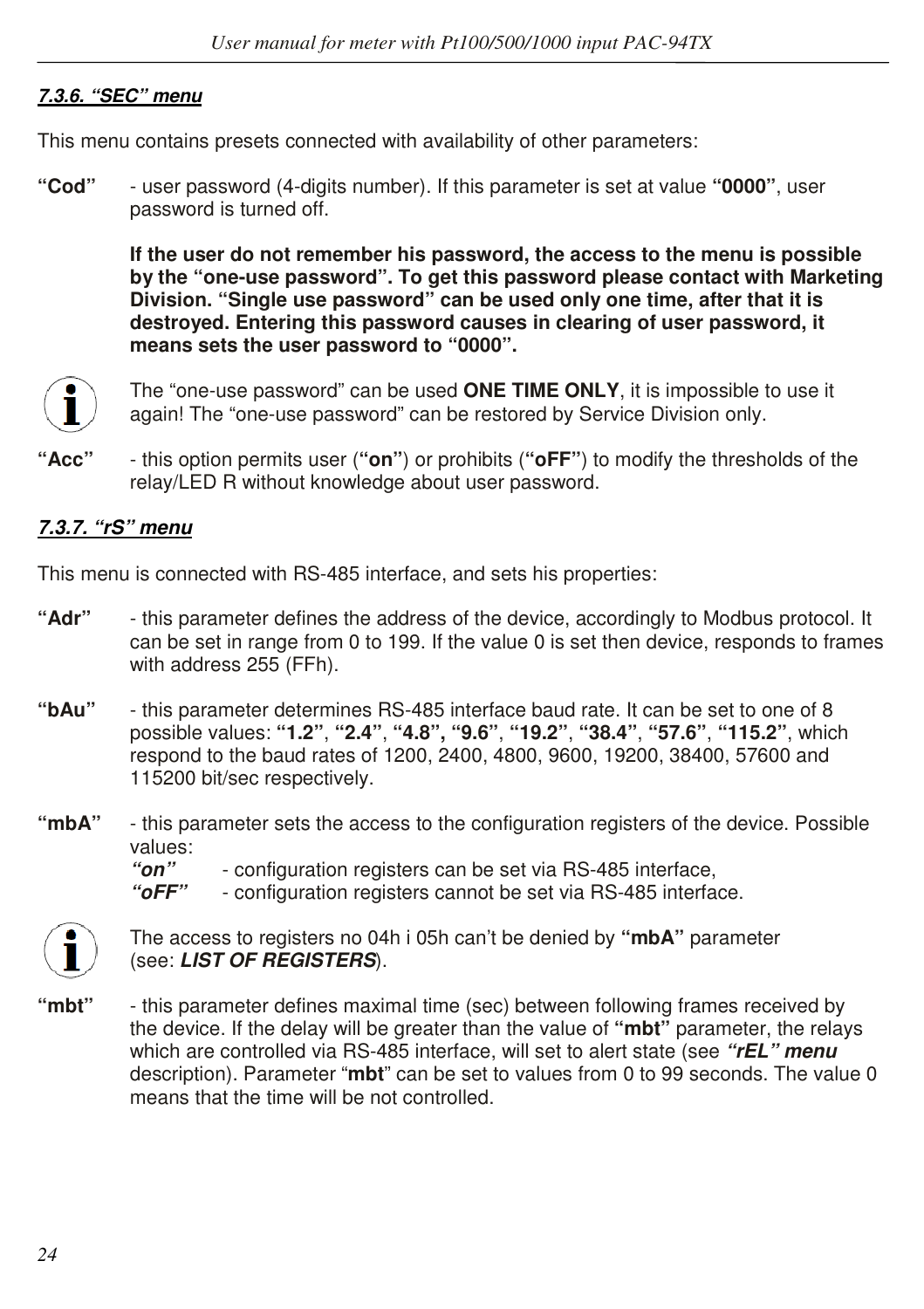#### *7.3.6. “SEC” menu*

This menu contains presets connected with availability of other parameters:

**“Cod”** - user password (4-digits number). If this parameter is set at value **“0000”**, user password is turned off.

**If the user do not remember his password, the access to the menu is possible by the “one-use password”. To get this password please contact with Marketing Division. “Single use password” can be used only one time, after that it is destroyed. Entering this password causes in clearing of user password, it means sets the user password to “0000”.**

The “one-use password” can be used **ONE TIME ONLY**, it is impossible to use it again! The “one-use password” can be restored by Service Division only.

**“Acc”** - this option permits user (**“on”**) or prohibits (**“oFF”**) to modify the thresholds of the relay/LED R without knowledge about user password.

#### *7.3.7. “rS” menu*

This menu is connected with RS-485 interface, and sets his properties:

**“Adr”** - this parameter defines the address of the device, accordingly to Modbus protocol. It can be set in range from 0 to 199. If the value 0 is set then device, responds to frames with address 255 (FFh).

**“bAu”** - this parameter determines RS-485 interface baud rate. It can be set to one of 8 possible values: **“1.2”**, **“2.4”**, **“4.8”, “9.6”**, **“19.2”**, **“38.4”**, **“57.6”**, **“115.2”**, which respond to the baud rates of 1200, 2400, 4800, 9600, 19200, 38400, 57600 and 115200 bit/sec respectively.

**“mbA”** - this parameter sets the access to the configuration registers of the device. Possible values:

- ***“on”*** - configuration registers can be set via RS-485 interface,
- ***“oFF”*** - configuration registers cannot be set via RS-485 interface.

The access to registers no 04h i 05h can’t be denied by **“mbA”** parameter (see: ***LIST OF REGISTERS***).

**“mbt”** - this parameter defines maximal time (sec) between following frames received by the device. If the delay will be greater than the value of **“mbt”** parameter, the relays which are controlled via RS-485 interface, will set to alert state (see ***“rEL” menu*** description). Parameter “**mbt**” can be set to values from 0 to 99 seconds. The value 0 means that the time will be not controlled.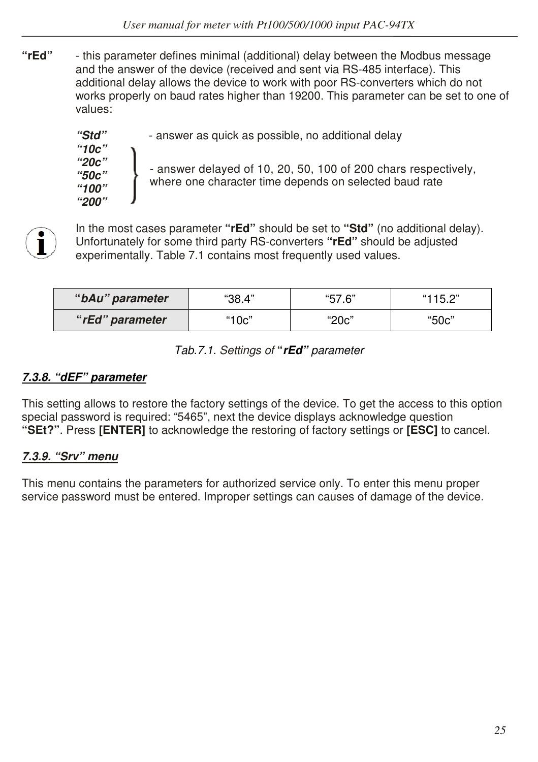**"rEd"** - this parameter defines minimal (additional) delay between the Modbus message and the answer of the device (received and sent via RS-485 interface). This additional delay allows the device to work with poor RS-converters which do not works properly on baud rates higher than 19200. This parameter can be set to one of values:

- ***"Std"*** - answer as quick as possible, no additional delay
- ***"10c"***, ***"20c"***, ***"50c"***, ***"100"***, ***"200"*** - answer delayed of 10, 20, 50, 100 of 200 chars respectively, where one character time depends on selected baud rate

In the most cases parameter **"rEd"** should be set to **"Std"** (no additional delay). Unfortunately for some third party RS-converters **"rEd"** should be adjusted experimentally. Table 7.1 contains most frequently used values.

| ***"bAu" parameter*** | "38.4" | "57.6" | "115.2" |
|---|---|---|---|
| ***"rEd" parameter*** | "10c" | "20c" | "50c" |

*Tab.7.1. Settings of* ***"rEd"*** *parameter*

### *7.3.8. "dEF" parameter*

This setting allows to restore the factory settings of the device. To get the access to this option special password is required: "5465", next the device displays acknowledge question **"SEt?"**. Press **[ENTER]** to acknowledge the restoring of factory settings or **[ESC]** to cancel.

### *7.3.9. "Srv" menu*

This menu contains the parameters for authorized service only. To enter this menu proper service password must be entered. Improper settings can causes of damage of the device.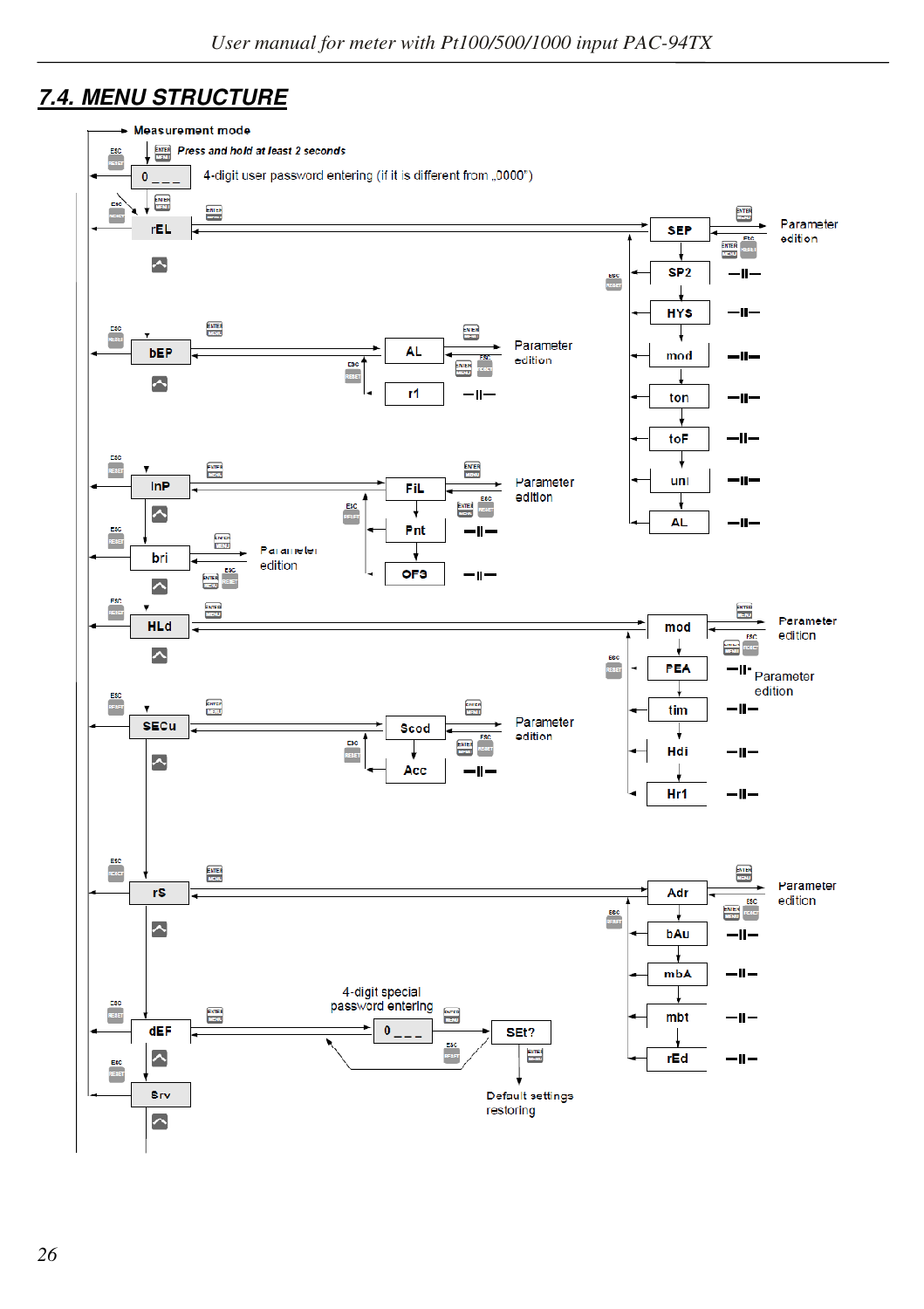## 7.4. MENU STRUCTURE

Measurement mode

*Press and hold at least 2 seconds*

0 _ _ _ 4-digit user password entering (if it is different from „0000")

rEL → SEP (Parameter edition), SP2, HYS, mod, ton, toF, uni, AL

bEP → AL (Parameter edition), r1

InP → FiL (Parameter edition), Pnt, OFS

bri → Parameter edition

HLd → mod (Parameter edition), PEA (Parameter edition), tim, Hdi, Hr1

SECu → Scod (Parameter edition), Acc

rS → Adr (Parameter edition), bAu, mbA, mbt, rEd

dEF → 0 _ _ _ (4-digit special password entering) → SEt? → Default settings restoring

Srv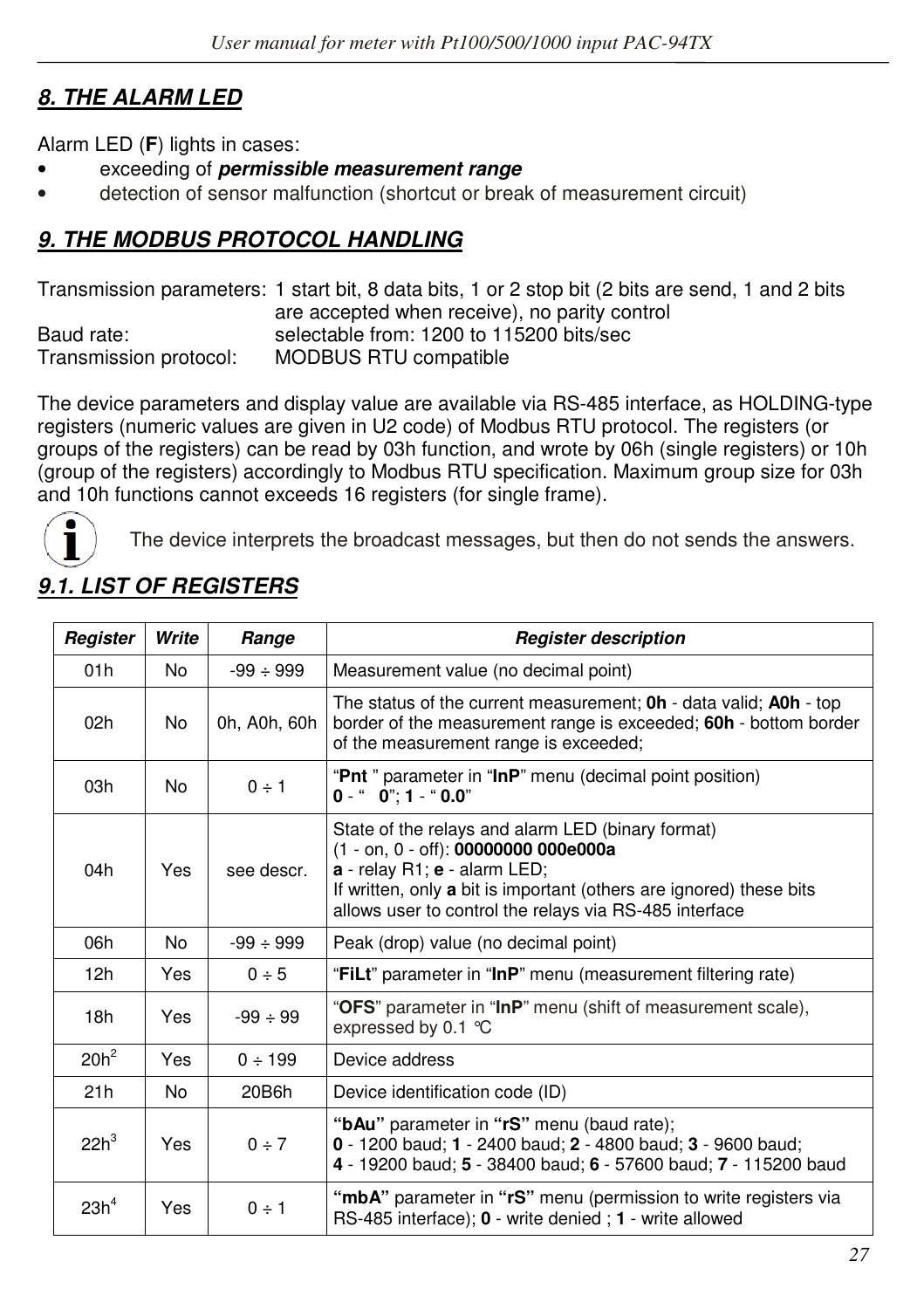## 8. THE ALARM LED

Alarm LED (**F**) lights in cases:

- exceeding of ***permissible measurement range***
- detection of sensor malfunction (shortcut or break of measurement circuit)

## 9. THE MODBUS PROTOCOL HANDLING

Transmission parameters: 1 start bit, 8 data bits, 1 or 2 stop bit (2 bits are send, 1 and 2 bits are accepted when receive), no parity control
Baud rate: selectable from: 1200 to 115200 bits/sec
Transmission protocol: MODBUS RTU compatible

The device parameters and display value are available via RS-485 interface, as HOLDING-type registers (numeric values are given in U2 code) of Modbus RTU protocol. The registers (or groups of the registers) can be read by 03h function, and wrote by 06h (single registers) or 10h (group of the registers) accordingly to Modbus RTU specification. Maximum group size for 03h and 10h functions cannot exceeds 16 registers (for single frame).

The device interprets the broadcast messages, but then do not sends the answers.

### 9.1. LIST OF REGISTERS

| *Register* | *Write* | *Range* | *Register description* |
|---|---|---|---|
| 01h | No | -99 ÷ 999 | Measurement value (no decimal point) |
| 02h | No | 0h, A0h, 60h | The status of the current measurement; **0h** - data valid; **A0h** - top border of the measurement range is exceeded; **60h** - bottom border of the measurement range is exceeded; |
| 03h | No | 0 ÷ 1 | "**Pnt** " parameter in "**InP**" menu (decimal point position) **0** - " **0**"; **1** - " **0.0**" |
| 04h | Yes | see descr. | State of the relays and alarm LED (binary format) (1 - on, 0 - off): **00000000 000e000a** **a** - relay R1; **e** - alarm LED; If written, only **a** bit is important (others are ignored) these bits allows user to control the relays via RS-485 interface |
| 06h | No | -99 ÷ 999 | Peak (drop) value (no decimal point) |
| 12h | Yes | 0 ÷ 5 | "**FiLt**" parameter in "**InP**" menu (measurement filtering rate) |
| 18h | Yes | -99 ÷ 99 | "**OFS**" parameter in "**InP**" menu (shift of measurement scale), expressed by 0.1 °C |
| 20h[2] | Yes | 0 ÷ 199 | Device address |
| 21h | No | 20B6h | Device identification code (ID) |
| 22h[3] | Yes | 0 ÷ 7 | **"bAu"** parameter in **"rS"** menu (baud rate); **0** - 1200 baud; **1** - 2400 baud; **2** - 4800 baud; **3** - 9600 baud; **4** - 19200 baud; **5** - 38400 baud; **6** - 57600 baud; **7** - 115200 baud |
| 23h[4] | Yes | 0 ÷ 1 | **"mbA"** parameter in **"rS"** menu (permission to write registers via RS-485 interface); **0** - write denied ; **1** - write allowed |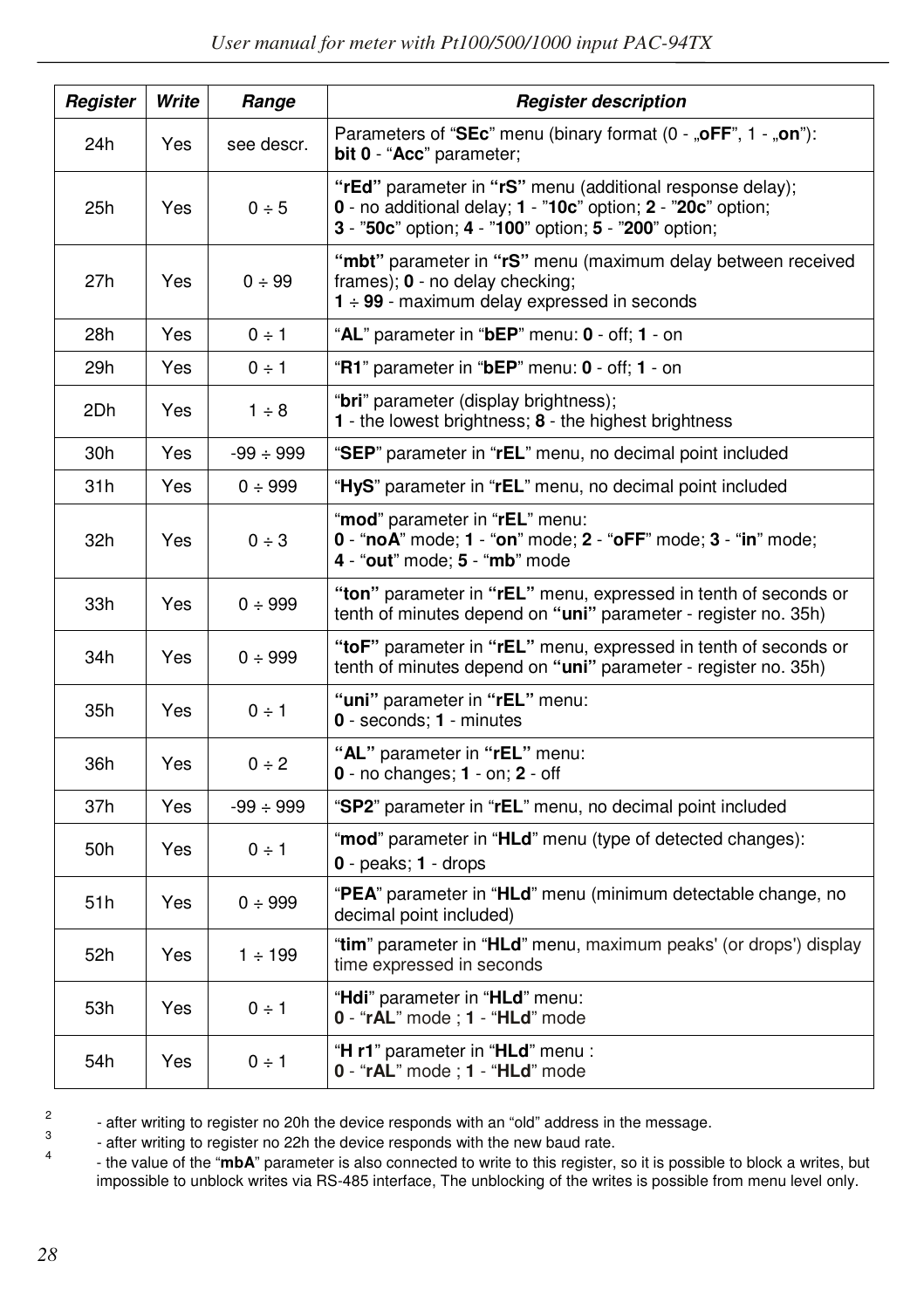| Register | Write | Range | Register description |
|---|---|---|---|
| 24h | Yes | see descr. | Parameters of "**SEc**" menu (binary format (0 - „**oFF**", 1 - „**on**"): **bit 0** - "**Acc**" parameter; |
| 25h | Yes | 0 ÷ 5 | **"rEd"** parameter in **"rS"** menu (additional response delay); **0** - no additional delay; **1** - "**10c**" option; **2** - "**20c**" option; **3** - "**50c**" option; **4** - "**100**" option; **5** - "**200**" option; |
| 27h | Yes | 0 ÷ 99 | **"mbt"** parameter in **"rS"** menu (maximum delay between received frames); **0** - no delay checking; **1 ÷ 99** - maximum delay expressed in seconds |
| 28h | Yes | 0 ÷ 1 | "**AL**" parameter in "**bEP**" menu: **0** - off; **1** - on |
| 29h | Yes | 0 ÷ 1 | "**R1**" parameter in "**bEP**" menu: **0** - off; **1** - on |
| 2Dh | Yes | 1 ÷ 8 | "**bri**" parameter (display brightness); **1** - the lowest brightness; **8** - the highest brightness |
| 30h | Yes | -99 ÷ 999 | "**SEP**" parameter in "**rEL**" menu, no decimal point included |
| 31h | Yes | 0 ÷ 999 | "**HyS**" parameter in "**rEL**" menu, no decimal point included |
| 32h | Yes | 0 ÷ 3 | "**mod**" parameter in "**rEL**" menu: **0** - "**noA**" mode; **1** - "**on**" mode; **2** - "**oFF**" mode; **3** - "**in**" mode; **4** - "**out**" mode; **5** - "**mb**" mode |
| 33h | Yes | 0 ÷ 999 | **"ton"** parameter in **"rEL"** menu, expressed in tenth of seconds or tenth of minutes depend on **"uni"** parameter - register no. 35h) |
| 34h | Yes | 0 ÷ 999 | **"toF"** parameter in **"rEL"** menu, expressed in tenth of seconds or tenth of minutes depend on **"uni"** parameter - register no. 35h) |
| 35h | Yes | 0 ÷ 1 | **"uni"** parameter in **"rEL"** menu: **0** - seconds; **1** - minutes |
| 36h | Yes | 0 ÷ 2 | **"AL"** parameter in **"rEL"** menu: **0** - no changes; **1** - on; **2** - off |
| 37h | Yes | -99 ÷ 999 | "**SP2**" parameter in "**rEL**" menu, no decimal point included |
| 50h | Yes | 0 ÷ 1 | "**mod**" parameter in "**HLd**" menu (type of detected changes): **0** - peaks; **1** - drops |
| 51h | Yes | 0 ÷ 999 | "**PEA**" parameter in "**HLd**" menu (minimum detectable change, no decimal point included) |
| 52h | Yes | 1 ÷ 199 | "**tim**" parameter in "**HLd**" menu, maximum peaks' (or drops') display time expressed in seconds |
| 53h | Yes | 0 ÷ 1 | "**Hdi**" parameter in "**HLd**" menu: **0** - "**rAL**" mode ; **1** - "**HLd**" mode |
| 54h | Yes | 0 ÷ 1 | "**H r1**" parameter in "**HLd**" menu : **0** - "**rAL**" mode ; **1** - "**HLd**" mode |

[2] - after writing to register no 20h the device responds with an "old" address in the message.

[3] - after writing to register no 22h the device responds with the new baud rate.

[4] - the value of the "**mbA**" parameter is also connected to write to this register, so it is possible to block a writes, but impossible to unblock writes via RS-485 interface, The unblocking of the writes is possible from menu level only.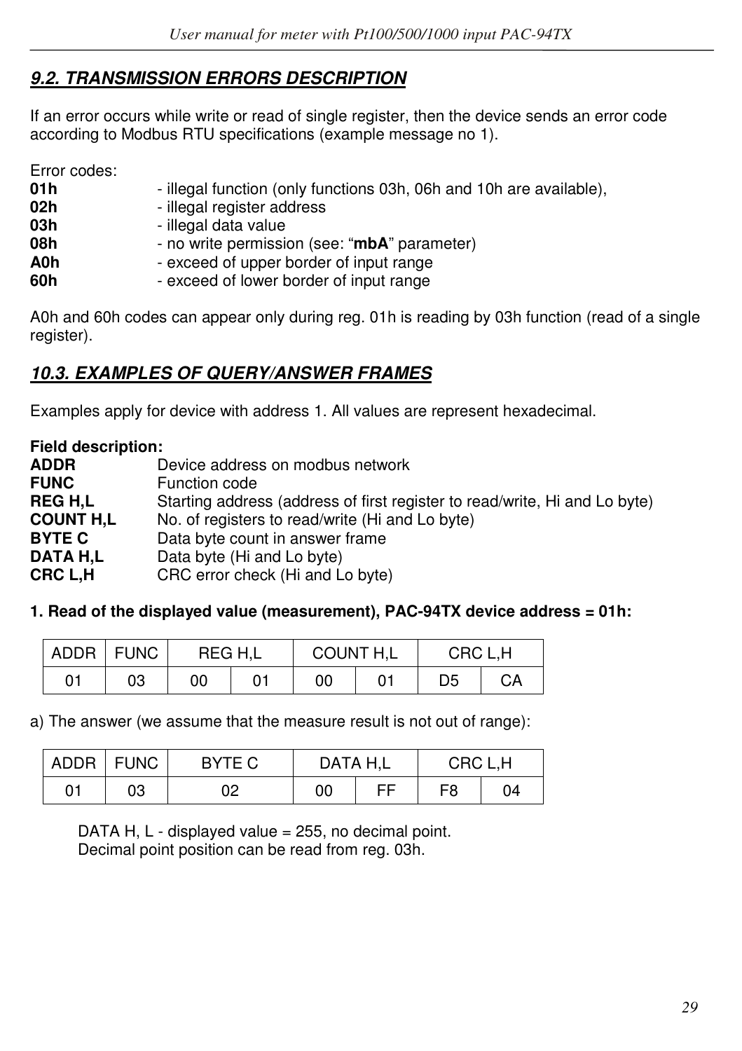## *9.2. TRANSMISSION ERRORS DESCRIPTION*

If an error occurs while write or read of single register, then the device sends an error code according to Modbus RTU specifications (example message no 1).

Error codes:

**01h** - illegal function (only functions 03h, 06h and 10h are available),
**02h** - illegal register address
**03h** - illegal data value
**08h** - no write permission (see: "**mbA**" parameter)
**A0h** - exceed of upper border of input range
**60h** - exceed of lower border of input range

A0h and 60h codes can appear only during reg. 01h is reading by 03h function (read of a single register).

## *10.3. EXAMPLES OF QUERY/ANSWER FRAMES*

Examples apply for device with address 1. All values are represent hexadecimal.

**Field description:**

**ADDR** Device address on modbus network
**FUNC** Function code
**REG H,L** Starting address (address of first register to read/write, Hi and Lo byte)
**COUNT H,L** No. of registers to read/write (Hi and Lo byte)
**BYTE C** Data byte count in answer frame
**DATA H,L** Data byte (Hi and Lo byte)
**CRC L,H** CRC error check (Hi and Lo byte)

**1. Read of the displayed value (measurement), PAC-94TX device address = 01h:**

| ADDR | FUNC | REG H,L | | COUNT H,L | | CRC L,H | |
|---|---|---|---|---|---|---|---|
| 01 | 03 | 00 | 01 | 00 | 01 | D5 | CA |

a) The answer (we assume that the measure result is not out of range):

| ADDR | FUNC | BYTE C | DATA H,L | | CRC L,H | |
|---|---|---|---|---|---|---|
| 01 | 03 | 02 | 00 | FF | F8 | 04 |

DATA H, L - displayed value = 255, no decimal point.
Decimal point position can be read from reg. 03h.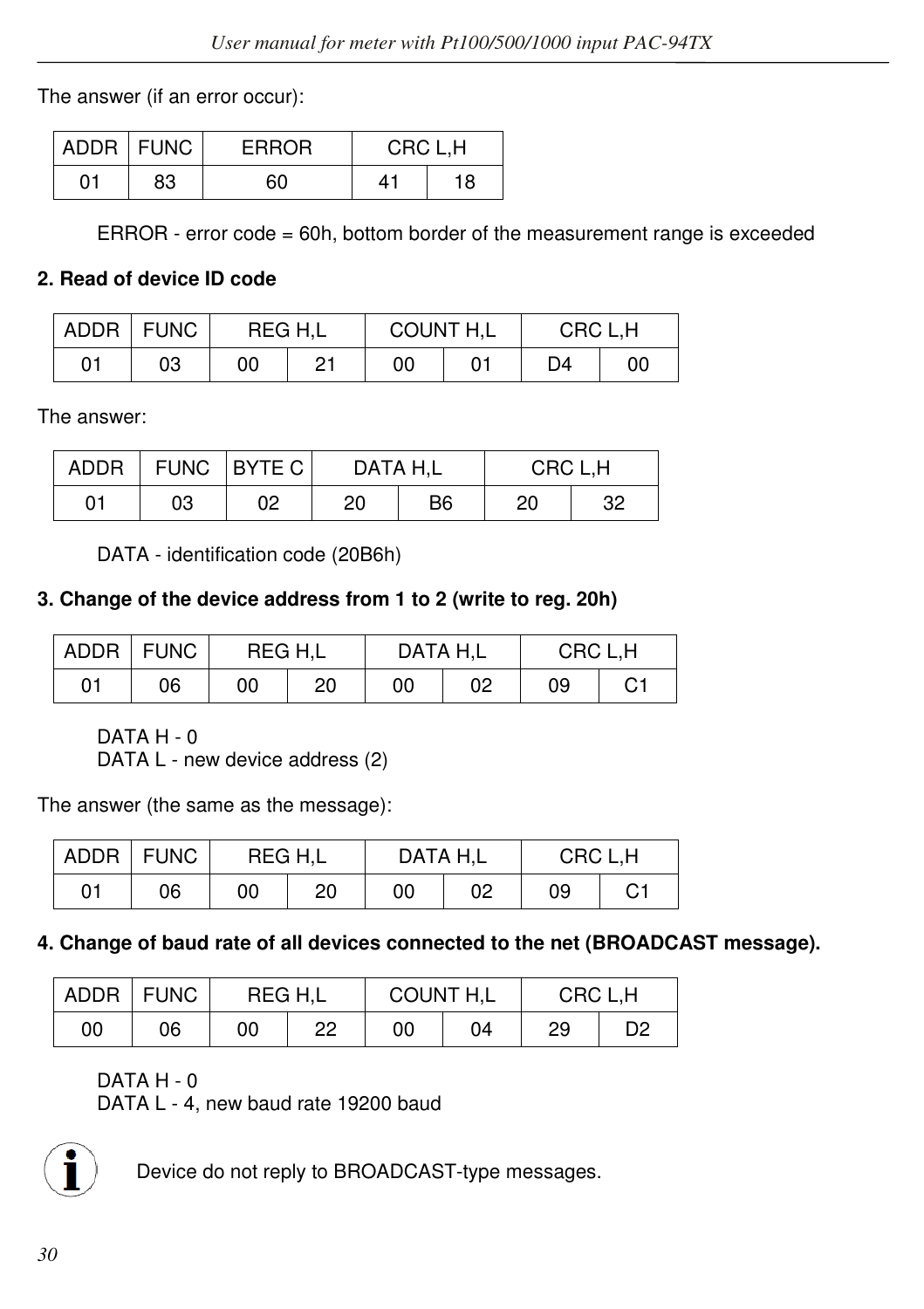The answer (if an error occur):

| ADDR | FUNC | ERROR | CRC L,H | |
|---|---|---|---|---|
| 01 | 83 | 60 | 41 | 18 |

ERROR - error code = 60h, bottom border of the measurement range is exceeded

**2. Read of device ID code**

| ADDR | FUNC | REG H,L | | COUNT H,L | | CRC L,H | |
|---|---|---|---|---|---|---|---|
| 01 | 03 | 00 | 21 | 00 | 01 | D4 | 00 |

The answer:

| ADDR | FUNC | BYTE C | DATA H,L | | CRC L,H | |
|---|---|---|---|---|---|---|
| 01 | 03 | 02 | 20 | B6 | 20 | 32 |

DATA - identification code (20B6h)

**3. Change of the device address from 1 to 2 (write to reg. 20h)**

| ADDR | FUNC | REG H,L | | DATA H,L | | CRC L,H | |
|---|---|---|---|---|---|---|---|
| 01 | 06 | 00 | 20 | 00 | 02 | 09 | C1 |

DATA H - 0
DATA L - new device address (2)

The answer (the same as the message):

| ADDR | FUNC | REG H,L | | DATA H,L | | CRC L,H | |
|---|---|---|---|---|---|---|---|
| 01 | 06 | 00 | 20 | 00 | 02 | 09 | C1 |

**4. Change of baud rate of all devices connected to the net (BROADCAST message).**

| ADDR | FUNC | REG H,L | | COUNT H,L | | CRC L,H | |
|---|---|---|---|---|---|---|---|
| 00 | 06 | 00 | 22 | 00 | 04 | 29 | D2 |

DATA H - 0
DATA L - 4, new baud rate 19200 baud

Device do not reply to BROADCAST-type messages.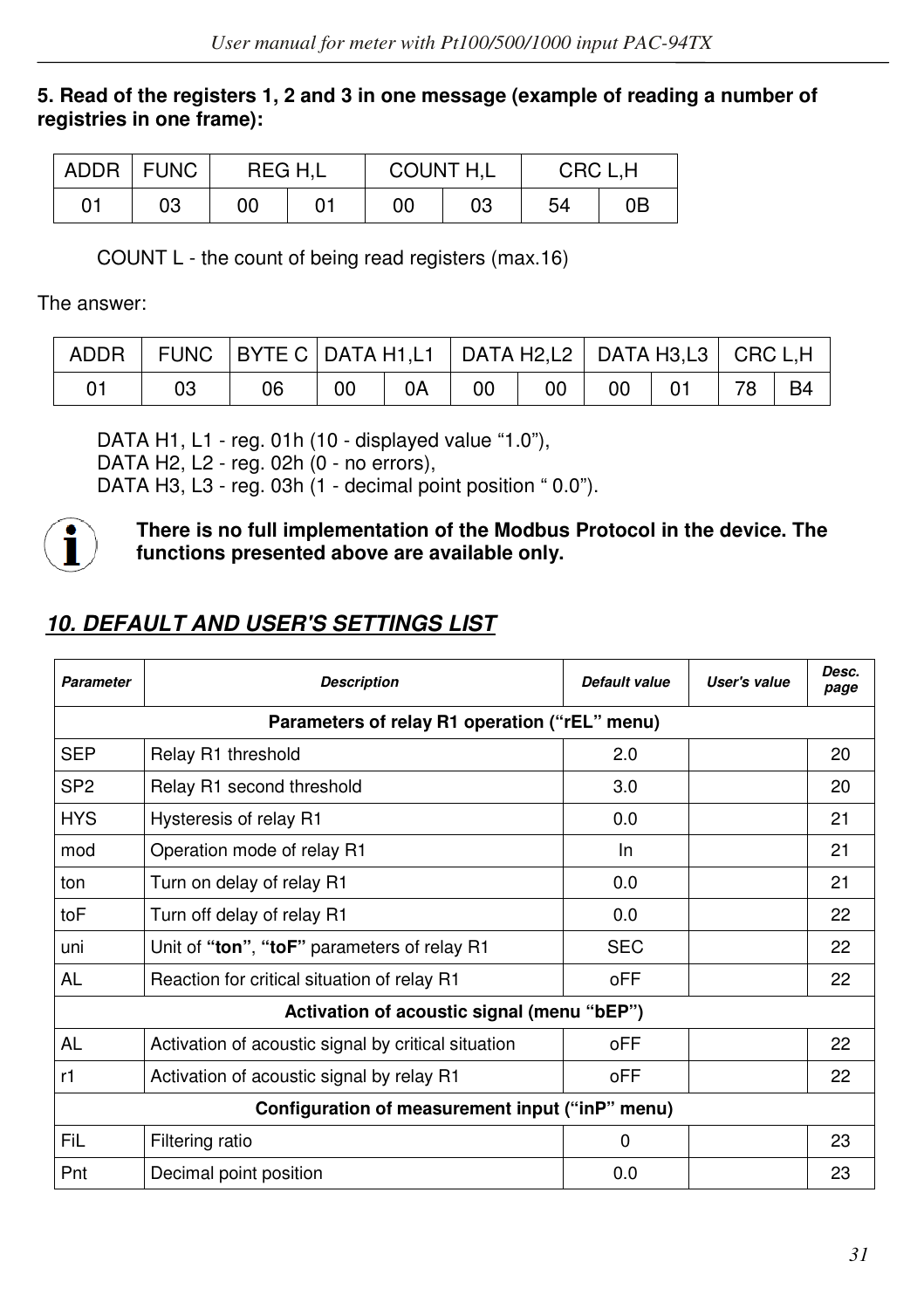**5. Read of the registers 1, 2 and 3 in one message (example of reading a number of registries in one frame):**

| ADDR | FUNC | REG H,L | | COUNT H,L | | CRC L,H | |
|---|---|---|---|---|---|---|---|
| 01 | 03 | 00 | 01 | 00 | 03 | 54 | 0B |

COUNT L - the count of being read registers (max.16)

The answer:

| ADDR | FUNC | BYTE C | DATA H1,L1 | | DATA H2,L2 | | DATA H3,L3 | | CRC L,H | |
|---|---|---|---|---|---|---|---|---|---|---|
| 01 | 03 | 06 | 00 | 0A | 00 | 00 | 00 | 01 | 78 | B4 |

DATA H1, L1 - reg. 01h (10 - displayed value "1.0"),
DATA H2, L2 - reg. 02h (0 - no errors),
DATA H3, L3 - reg. 03h (1 - decimal point position " 0.0").

**There is no full implementation of the Modbus Protocol in the device. The functions presented above are available only.**

## *10. DEFAULT AND USER'S SETTINGS LIST*

| Parameter | Description | Default value | User's value | Desc. page |
|---|---|---|---|---|
| **Parameters of relay R1 operation ("rEL" menu)** | | | | |
| SEP | Relay R1 threshold | 2.0 | | 20 |
| SP2 | Relay R1 second threshold | 3.0 | | 20 |
| HYS | Hysteresis of relay R1 | 0.0 | | 21 |
| mod | Operation mode of relay R1 | In | | 21 |
| ton | Turn on delay of relay R1 | 0.0 | | 21 |
| toF | Turn off delay of relay R1 | 0.0 | | 22 |
| uni | Unit of **"ton"**, **"toF"** parameters of relay R1 | SEC | | 22 |
| AL | Reaction for critical situation of relay R1 | oFF | | 22 |
| **Activation of acoustic signal (menu "bEP")** | | | | |
| AL | Activation of acoustic signal by critical situation | oFF | | 22 |
| r1 | Activation of acoustic signal by relay R1 | oFF | | 22 |
| **Configuration of measurement input ("inP" menu)** | | | | |
| FiL | Filtering ratio | 0 | | 23 |
| Pnt | Decimal point position | 0.0 | | 23 |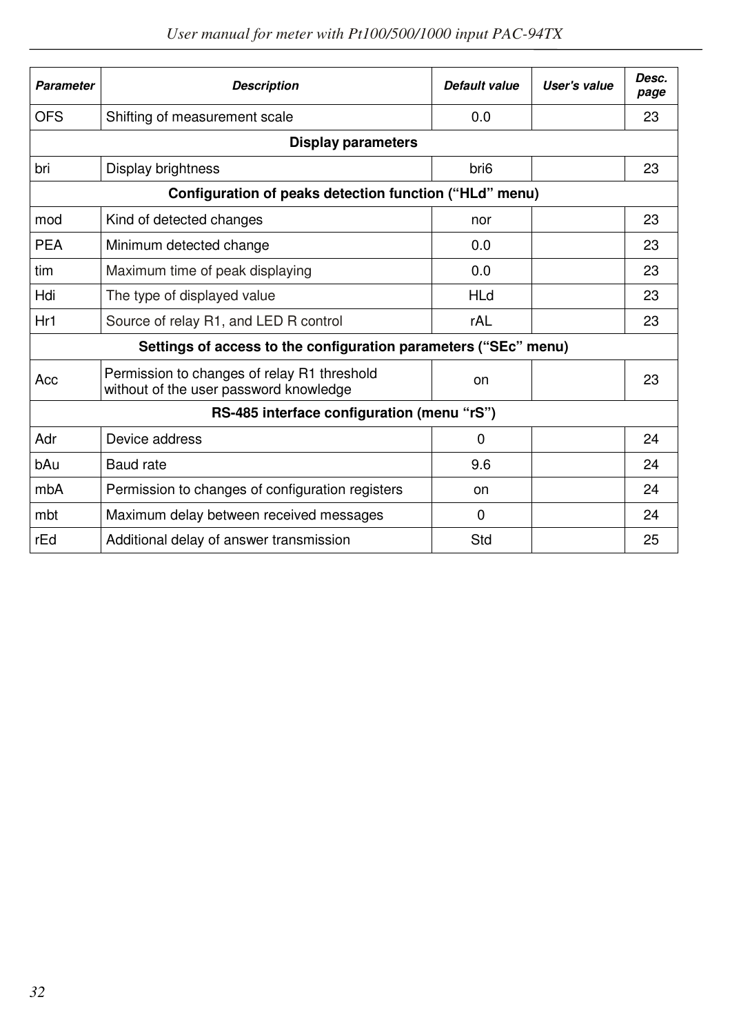| Parameter | Description | Default value | User's value | Desc. page |
|---|---|---|---|---|
| OFS | Shifting of measurement scale | 0.0 | | 23 |
| **Display parameters** | | | | |
| bri | Display brightness | bri6 | | 23 |
| **Configuration of peaks detection function ("HLd" menu)** | | | | |
| mod | Kind of detected changes | nor | | 23 |
| PEA | Minimum detected change | 0.0 | | 23 |
| tim | Maximum time of peak displaying | 0.0 | | 23 |
| Hdi | The type of displayed value | HLd | | 23 |
| Hr1 | Source of relay R1, and LED R control | rAL | | 23 |
| **Settings of access to the configuration parameters ("SEc" menu)** | | | | |
| Acc | Permission to changes of relay R1 threshold without of the user password knowledge | on | | 23 |
| **RS-485 interface configuration (menu "rS")** | | | | |
| Adr | Device address | 0 | | 24 |
| bAu | Baud rate | 9.6 | | 24 |
| mbA | Permission to changes of configuration registers | on | | 24 |
| mbt | Maximum delay between received messages | 0 | | 24 |
| rEd | Additional delay of answer transmission | Std | | 25 |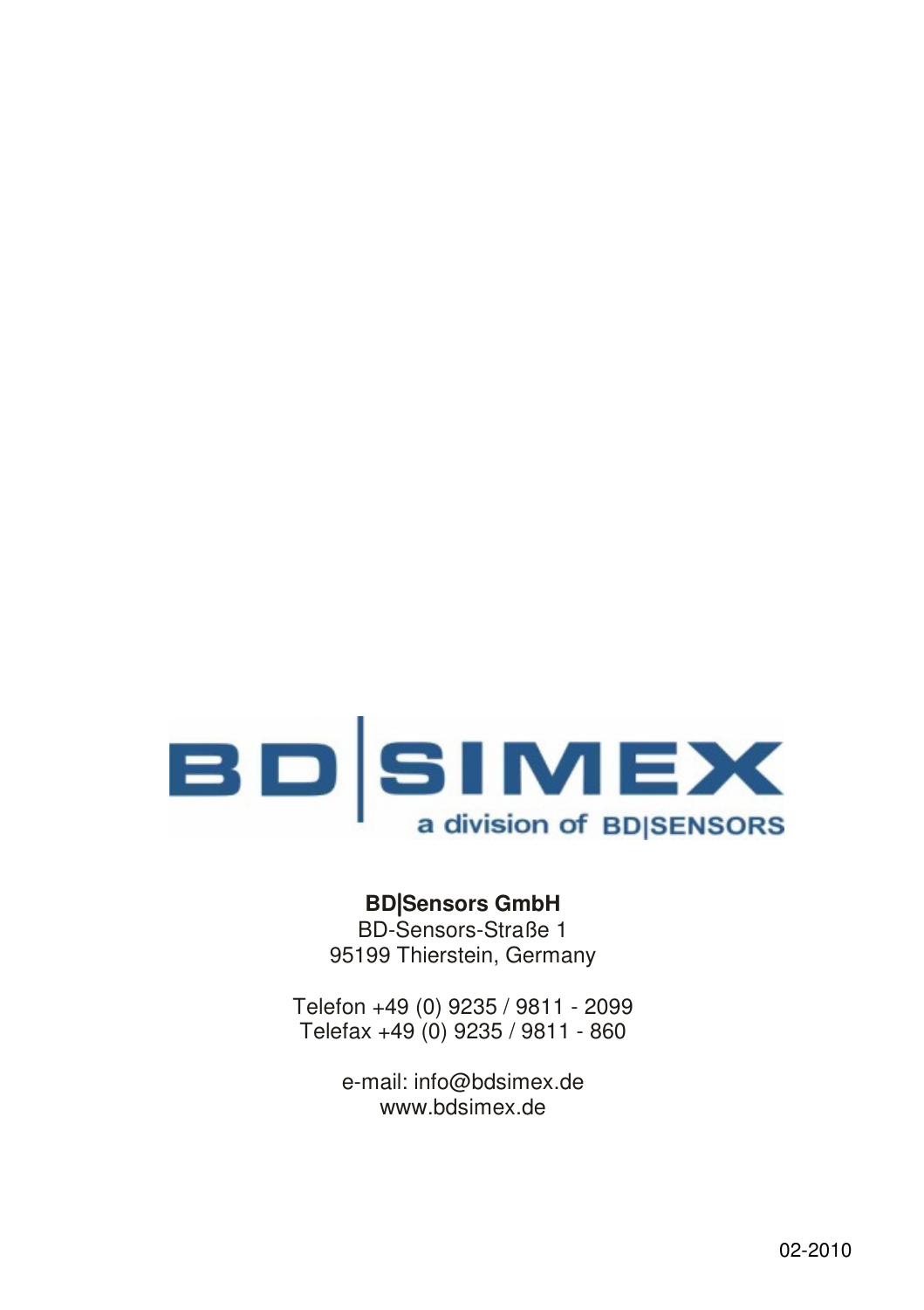BD|SIMEX
a division of BD|SENSORS

**BD|Sensors GmbH**
BD-Sensors-Straße 1
95199 Thierstein, Germany

Telefon +49 (0) 9235 / 9811 - 2099
Telefax +49 (0) 9235 / 9811 - 860

e-mail: info@bdsimex.de
www.bdsimex.de

02-2010